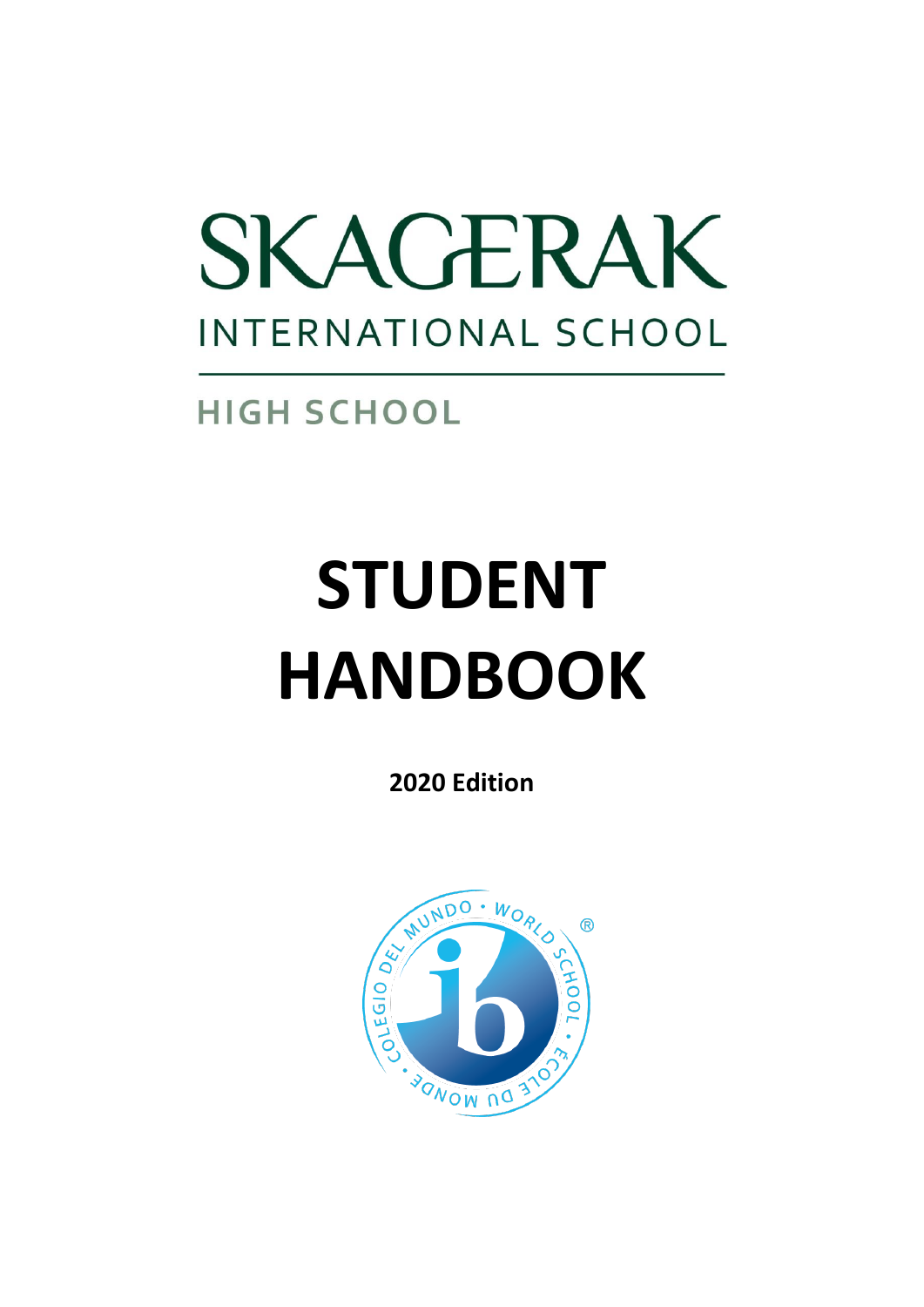# SKAGERAK

INTERNATIONAL SCHOOL

HIGH SCHOOL

# STUDENT HANDBOOK

**2020 Edition**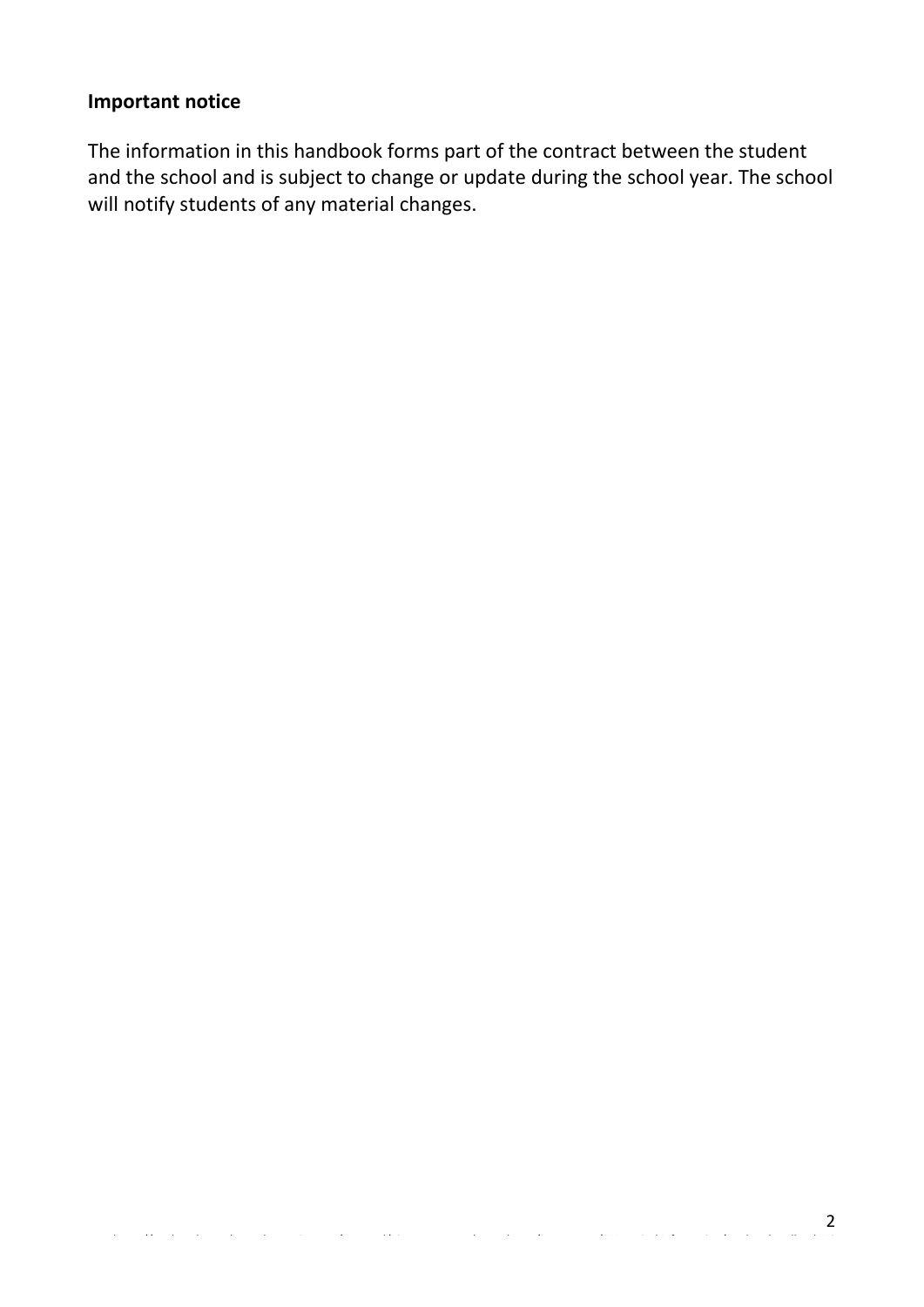**Important notice**

The information in this handbook forms part of the contract between the student and the school and is subject to change or update during the school year. The school will notify students of any material changes.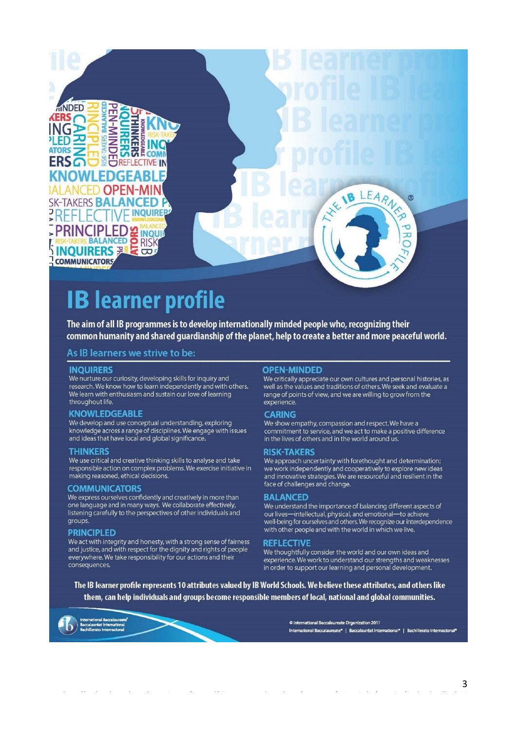# IB learner profile

**The aim of all IB programmes is to develop internationally minded people who, recognizing their common humanity and shared guardianship of the planet, help to create a better and more peaceful world.**

## As IB learners we strive to be:

### INQUIRERS
We nurture our curiosity, developing skills for inquiry and research. We know how to learn independently and with others. We learn with enthusiasm and sustain our love of learning throughout life.

### KNOWLEDGEABLE
We develop and use conceptual understanding, exploring knowledge across a range of disciplines. We engage with issues and ideas that have local and global significance.

### THINKERS
We use critical and creative thinking skills to analyse and take responsible action on complex problems. We exercise initiative in making reasoned, ethical decisions.

### COMMUNICATORS
We express ourselves confidently and creatively in more than one language and in many ways. We collaborate effectively, listening carefully to the perspectives of other individuals and groups.

### PRINCIPLED
We act with integrity and honesty, with a strong sense of fairness and justice, and with respect for the dignity and rights of people everywhere. We take responsibility for our actions and their consequences.

### OPEN-MINDED
We critically appreciate our own cultures and personal histories, as well as the values and traditions of others. We seek and evaluate a range of points of view, and we are willing to grow from the experience.

### CARING
We show empathy, compassion and respect. We have a commitment to service, and we act to make a positive difference in the lives of others and in the world around us.

### RISK-TAKERS
We approach uncertainty with forethought and determination; we work independently and cooperatively to explore new ideas and innovative strategies. We are resourceful and resilient in the face of challenges and change.

### BALANCED
We understand the importance of balancing different aspects of our lives—intellectual, physical, and emotional—to achieve well-being for ourselves and others. We recognize our interdependence with other people and with the world in which we live.

### REFLECTIVE
We thoughtfully consider the world and our own ideas and experience. We work to understand our strengths and weaknesses in order to support our learning and personal development.

**The IB learner profile represents 10 attributes valued by IB World Schools. We believe these attributes, and others like them, can help individuals and groups become responsible members of local, national and global communities.**

International Baccalaureate® | Baccalauréat International | Bachillerato Internacional

© International Baccalaureate Organization 2013
International Baccalaureate® | Baccalauréat International® | Bachillerato Internacional®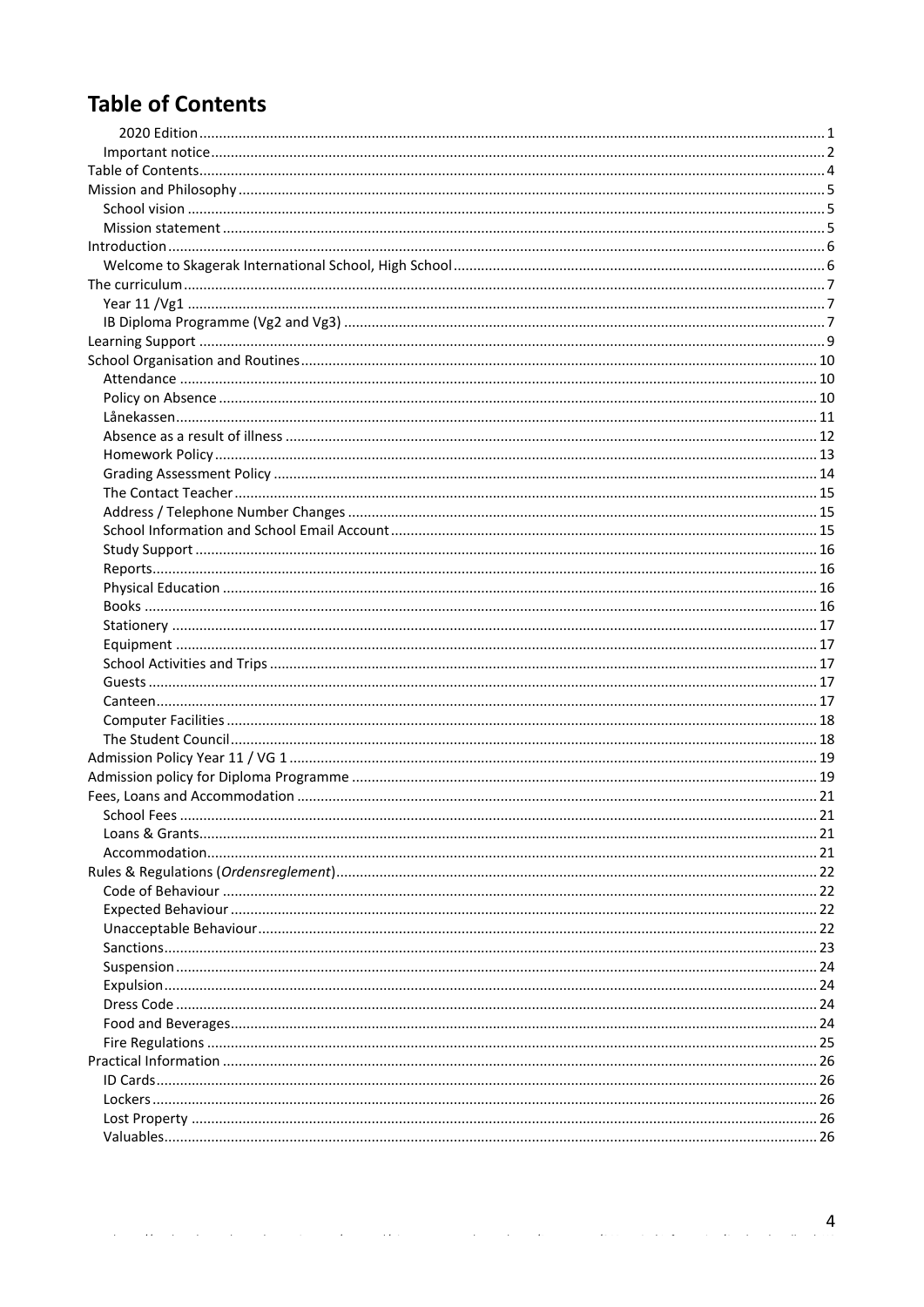# Table of Contents

- 2020 Edition ........ 1
- Important notice ........ 2
- Table of Contents ........ 4
- Mission and Philosophy ........ 5
  - School vision ........ 5
  - Mission statement ........ 5
- Introduction ........ 6
  - Welcome to Skagerak International School, High School ........ 6
- The curriculum ........ 7
  - Year 11 /Vg1 ........ 7
  - IB Diploma Programme (Vg2 and Vg3) ........ 7
- Learning Support ........ 9
- School Organisation and Routines ........ 10
  - Attendance ........ 10
  - Policy on Absence ........ 10
  - Lånekassen ........ 11
  - Absence as a result of illness ........ 12
  - Homework Policy ........ 13
  - Grading Assessment Policy ........ 14
  - The Contact Teacher ........ 15
  - Address / Telephone Number Changes ........ 15
  - School Information and School Email Account ........ 15
  - Study Support ........ 16
  - Reports ........ 16
  - Physical Education ........ 16
  - Books ........ 16
  - Stationery ........ 17
  - Equipment ........ 17
  - School Activities and Trips ........ 17
  - Guests ........ 17
  - Canteen ........ 17
  - Computer Facilities ........ 18
  - The Student Council ........ 18
- Admission Policy Year 11 / VG 1 ........ 19
- Admission policy for Diploma Programme ........ 19
- Fees, Loans and Accommodation ........ 21
  - School Fees ........ 21
  - Loans & Grants ........ 21
  - Accommodation ........ 21
- Rules & Regulations (*Ordensreglement*) ........ 22
  - Code of Behaviour ........ 22
  - Expected Behaviour ........ 22
  - Unacceptable Behaviour ........ 22
  - Sanctions ........ 23
  - Suspension ........ 24
  - Expulsion ........ 24
  - Dress Code ........ 24
  - Food and Beverages ........ 24
  - Fire Regulations ........ 25
- Practical Information ........ 26
  - ID Cards ........ 26
  - Lockers ........ 26
  - Lost Property ........ 26
  - Valuables ........ 26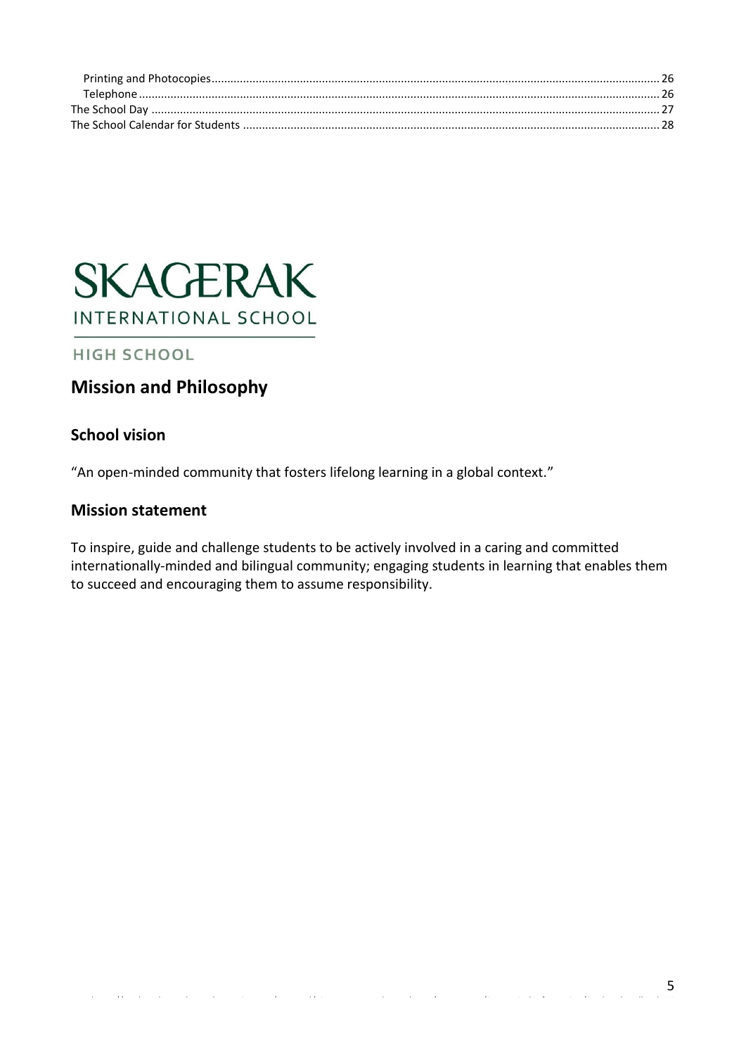Printing and Photocopies ........................................................ 26
Telephone ........................................................ 26
The School Day ........................................................ 27
The School Calendar for Students ........................................................ 28

SKAGERAK
INTERNATIONAL SCHOOL

HIGH SCHOOL

## Mission and Philosophy

### School vision

"An open-minded community that fosters lifelong learning in a global context."

### Mission statement

To inspire, guide and challenge students to be actively involved in a caring and committed internationally-minded and bilingual community; engaging students in learning that enables them to succeed and encouraging them to assume responsibility.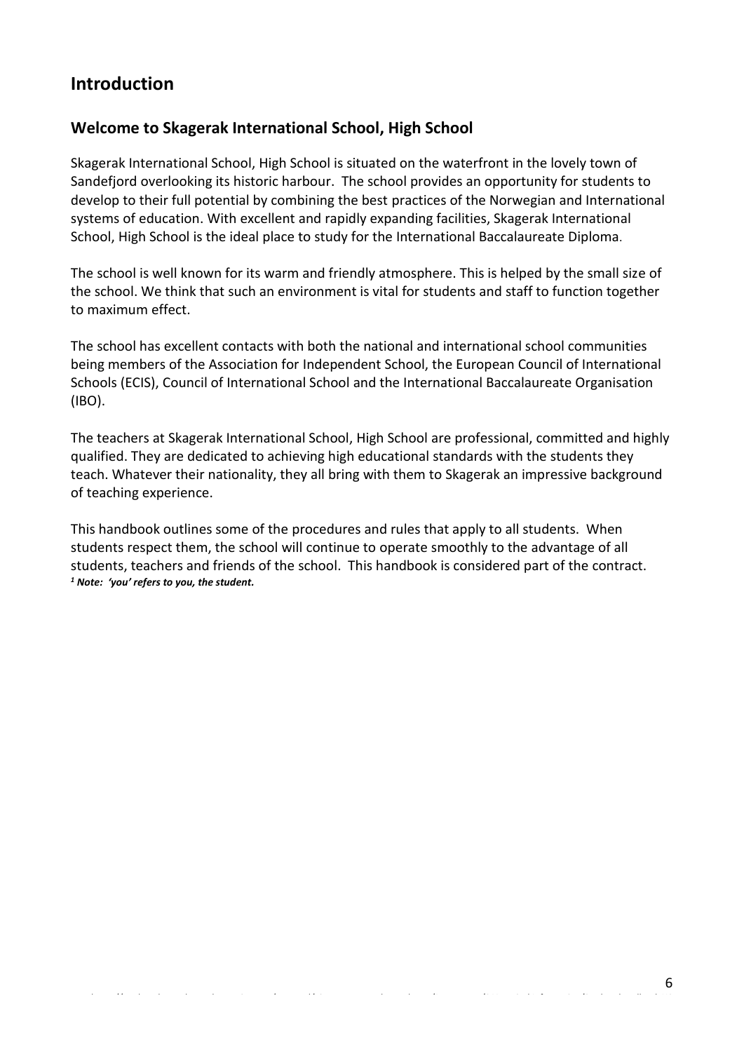# Introduction

## Welcome to Skagerak International School, High School

Skagerak International School, High School is situated on the waterfront in the lovely town of Sandefjord overlooking its historic harbour. The school provides an opportunity for students to develop to their full potential by combining the best practices of the Norwegian and International systems of education. With excellent and rapidly expanding facilities, Skagerak International School, High School is the ideal place to study for the International Baccalaureate Diploma.

The school is well known for its warm and friendly atmosphere. This is helped by the small size of the school. We think that such an environment is vital for students and staff to function together to maximum effect.

The school has excellent contacts with both the national and international school communities being members of the Association for Independent School, the European Council of International Schools (ECIS), Council of International School and the International Baccalaureate Organisation (IBO).

The teachers at Skagerak International School, High School are professional, committed and highly qualified. They are dedicated to achieving high educational standards with the students they teach. Whatever their nationality, they all bring with them to Skagerak an impressive background of teaching experience.

This handbook outlines some of the procedures and rules that apply to all students. When students respect them, the school will continue to operate smoothly to the advantage of all students, teachers and friends of the school. This handbook is considered part of the contract.

[1] ***Note: 'you' refers to you, the student.***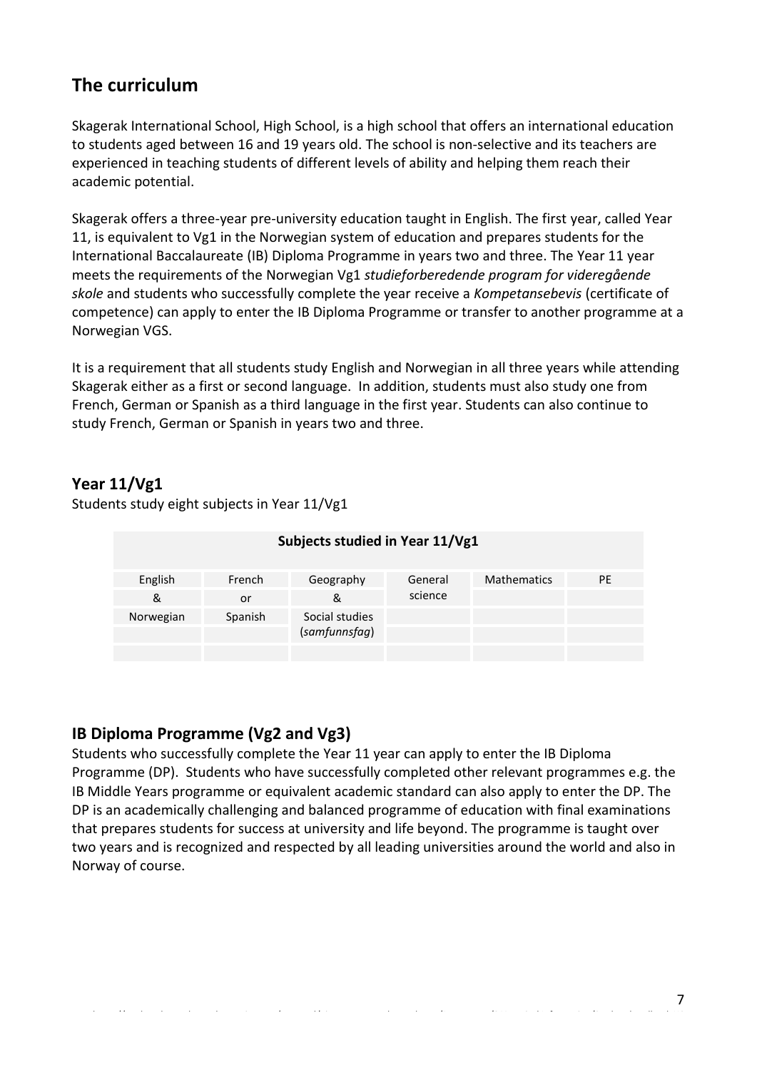## The curriculum

Skagerak International School, High School, is a high school that offers an international education to students aged between 16 and 19 years old. The school is non-selective and its teachers are experienced in teaching students of different levels of ability and helping them reach their academic potential.

Skagerak offers a three-year pre-university education taught in English. The first year, called Year 11, is equivalent to Vg1 in the Norwegian system of education and prepares students for the International Baccalaureate (IB) Diploma Programme in years two and three. The Year 11 year meets the requirements of the Norwegian Vg1 *studieforberedende program for videregående skole* and students who successfully complete the year receive a *Kompetansebevis* (certificate of competence) can apply to enter the IB Diploma Programme or transfer to another programme at a Norwegian VGS.

It is a requirement that all students study English and Norwegian in all three years while attending Skagerak either as a first or second language. In addition, students must also study one from French, German or Spanish as a third language in the first year. Students can also continue to study French, German or Spanish in years two and three.

### Year 11/Vg1

Students study eight subjects in Year 11/Vg1

| Subjects studied in Year 11/Vg1 | | | | | |
|---|---|---|---|---|---|
| English & Norwegian | French or Spanish | Geography & Social studies (*samfunnsfag*) | General science | Mathematics | PE |

### IB Diploma Programme (Vg2 and Vg3)

Students who successfully complete the Year 11 year can apply to enter the IB Diploma Programme (DP). Students who have successfully completed other relevant programmes e.g. the IB Middle Years programme or equivalent academic standard can also apply to enter the DP. The DP is an academically challenging and balanced programme of education with final examinations that prepares students for success at university and life beyond. The programme is taught over two years and is recognized and respected by all leading universities around the world and also in Norway of course.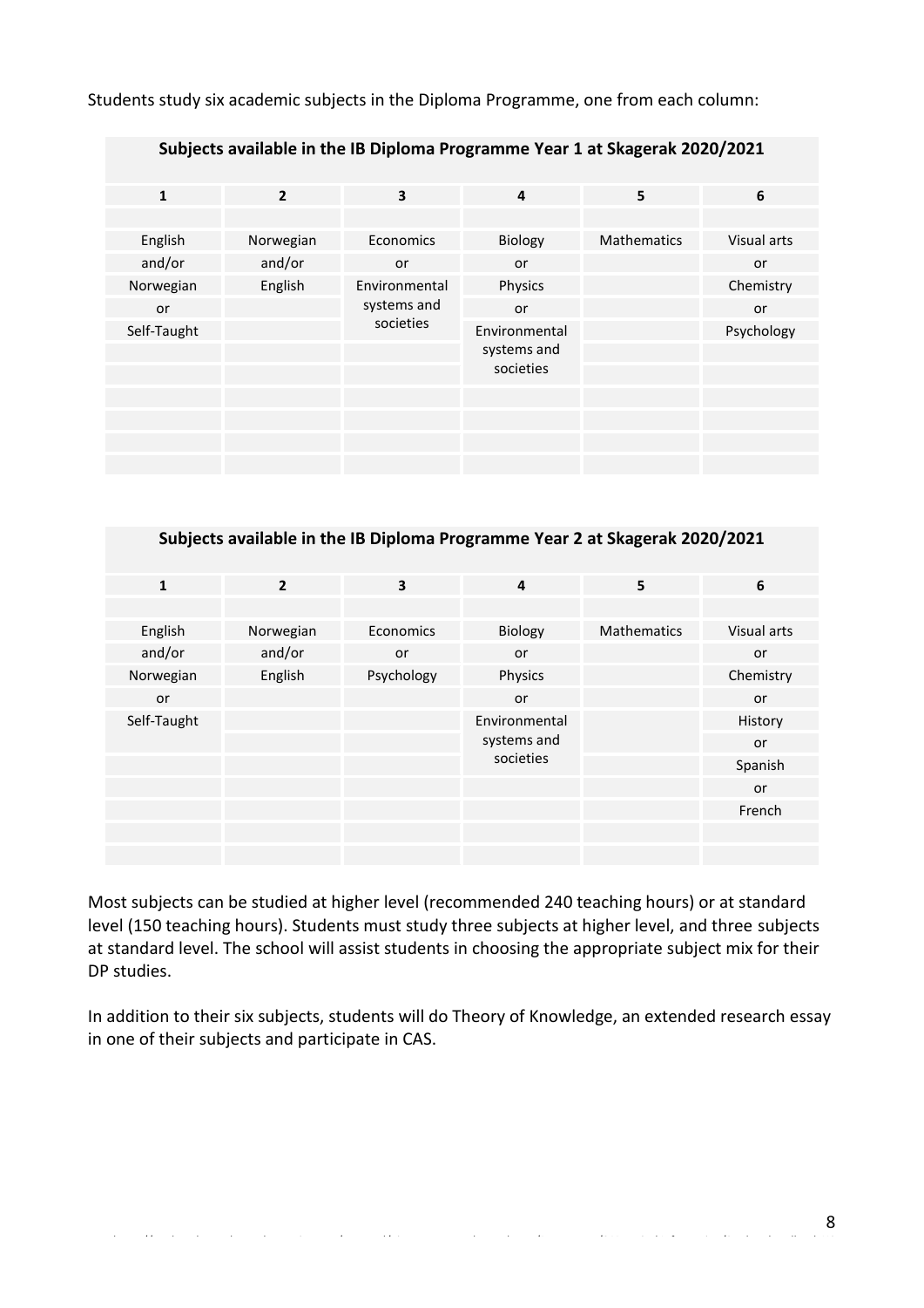Students study six academic subjects in the Diploma Programme, one from each column:

**Subjects available in the IB Diploma Programme Year 1 at Skagerak 2020/2021**

| 1 | 2 | 3 | 4 | 5 | 6 |
|---|---|---|---|---|---|
| English | Norwegian | Economics | Biology | Mathematics | Visual arts |
| and/or | and/or | or | or | | or |
| Norwegian | English | Environmental systems and societies | Physics | | Chemistry |
| or | | | or | | or |
| Self-Taught | | | Environmental systems and societies | | Psychology |

**Subjects available in the IB Diploma Programme Year 2 at Skagerak 2020/2021**

| 1 | 2 | 3 | 4 | 5 | 6 |
|---|---|---|---|---|---|
| English | Norwegian | Economics | Biology | Mathematics | Visual arts |
| and/or | and/or | or | or | | or |
| Norwegian | English | Psychology | Physics | | Chemistry |
| or | | | or | | or |
| Self-Taught | | | Environmental systems and societies | | History |
| | | | | | or |
| | | | | | Spanish |
| | | | | | or |
| | | | | | French |

Most subjects can be studied at higher level (recommended 240 teaching hours) or at standard level (150 teaching hours). Students must study three subjects at higher level, and three subjects at standard level. The school will assist students in choosing the appropriate subject mix for their DP studies.

In addition to their six subjects, students will do Theory of Knowledge, an extended research essay in one of their subjects and participate in CAS.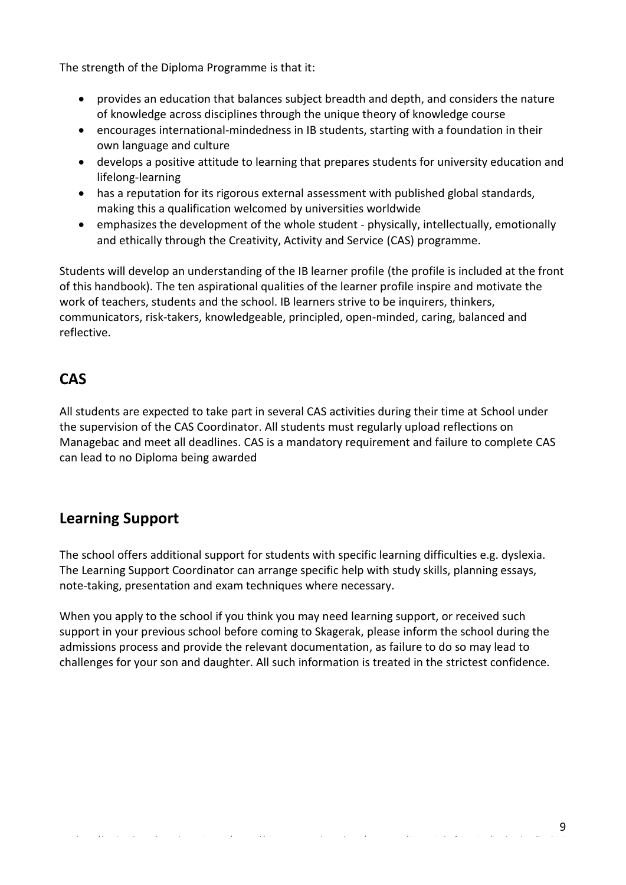The strength of the Diploma Programme is that it:

- provides an education that balances subject breadth and depth, and considers the nature of knowledge across disciplines through the unique theory of knowledge course
- encourages international-mindedness in IB students, starting with a foundation in their own language and culture
- develops a positive attitude to learning that prepares students for university education and lifelong-learning
- has a reputation for its rigorous external assessment with published global standards, making this a qualification welcomed by universities worldwide
- emphasizes the development of the whole student - physically, intellectually, emotionally and ethically through the Creativity, Activity and Service (CAS) programme.

Students will develop an understanding of the IB learner profile (the profile is included at the front of this handbook). The ten aspirational qualities of the learner profile inspire and motivate the work of teachers, students and the school. IB learners strive to be inquirers, thinkers, communicators, risk-takers, knowledgeable, principled, open-minded, caring, balanced and reflective.

## CAS

All students are expected to take part in several CAS activities during their time at School under the supervision of the CAS Coordinator. All students must regularly upload reflections on Managebac and meet all deadlines. CAS is a mandatory requirement and failure to complete CAS can lead to no Diploma being awarded

## Learning Support

The school offers additional support for students with specific learning difficulties e.g. dyslexia. The Learning Support Coordinator can arrange specific help with study skills, planning essays, note-taking, presentation and exam techniques where necessary.

When you apply to the school if you think you may need learning support, or received such support in your previous school before coming to Skagerak, please inform the school during the admissions process and provide the relevant documentation, as failure to do so may lead to challenges for your son and daughter. All such information is treated in the strictest confidence.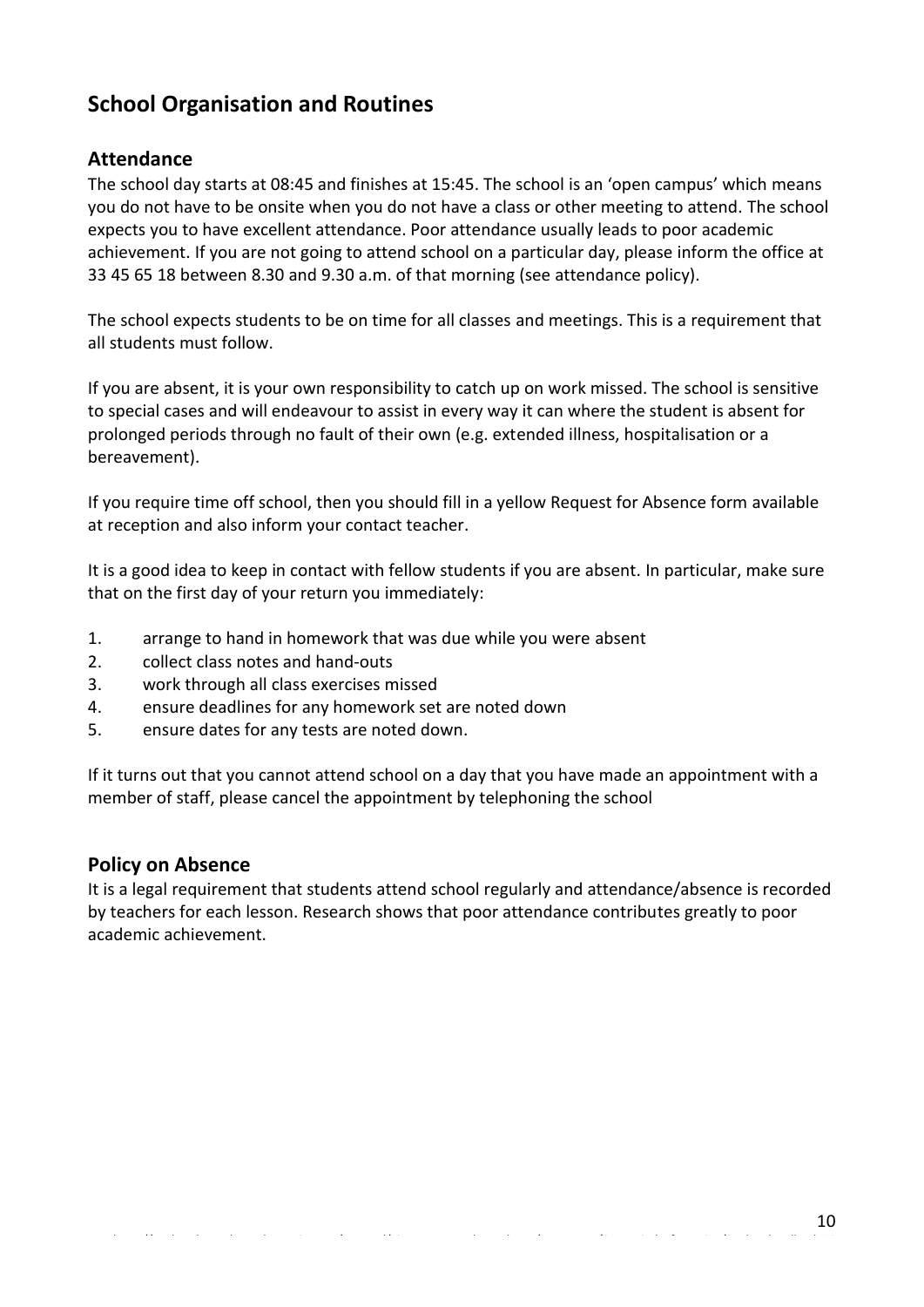## School Organisation and Routines

### Attendance

The school day starts at 08:45 and finishes at 15:45. The school is an 'open campus' which means you do not have to be onsite when you do not have a class or other meeting to attend. The school expects you to have excellent attendance. Poor attendance usually leads to poor academic achievement. If you are not going to attend school on a particular day, please inform the office at 33 45 65 18 between 8.30 and 9.30 a.m. of that morning (see attendance policy).

The school expects students to be on time for all classes and meetings. This is a requirement that all students must follow.

If you are absent, it is your own responsibility to catch up on work missed. The school is sensitive to special cases and will endeavour to assist in every way it can where the student is absent for prolonged periods through no fault of their own (e.g. extended illness, hospitalisation or a bereavement).

If you require time off school, then you should fill in a yellow Request for Absence form available at reception and also inform your contact teacher.

It is a good idea to keep in contact with fellow students if you are absent. In particular, make sure that on the first day of your return you immediately:

1. arrange to hand in homework that was due while you were absent
2. collect class notes and hand-outs
3. work through all class exercises missed
4. ensure deadlines for any homework set are noted down
5. ensure dates for any tests are noted down.

If it turns out that you cannot attend school on a day that you have made an appointment with a member of staff, please cancel the appointment by telephoning the school

### Policy on Absence

It is a legal requirement that students attend school regularly and attendance/absence is recorded by teachers for each lesson. Research shows that poor attendance contributes greatly to poor academic achievement.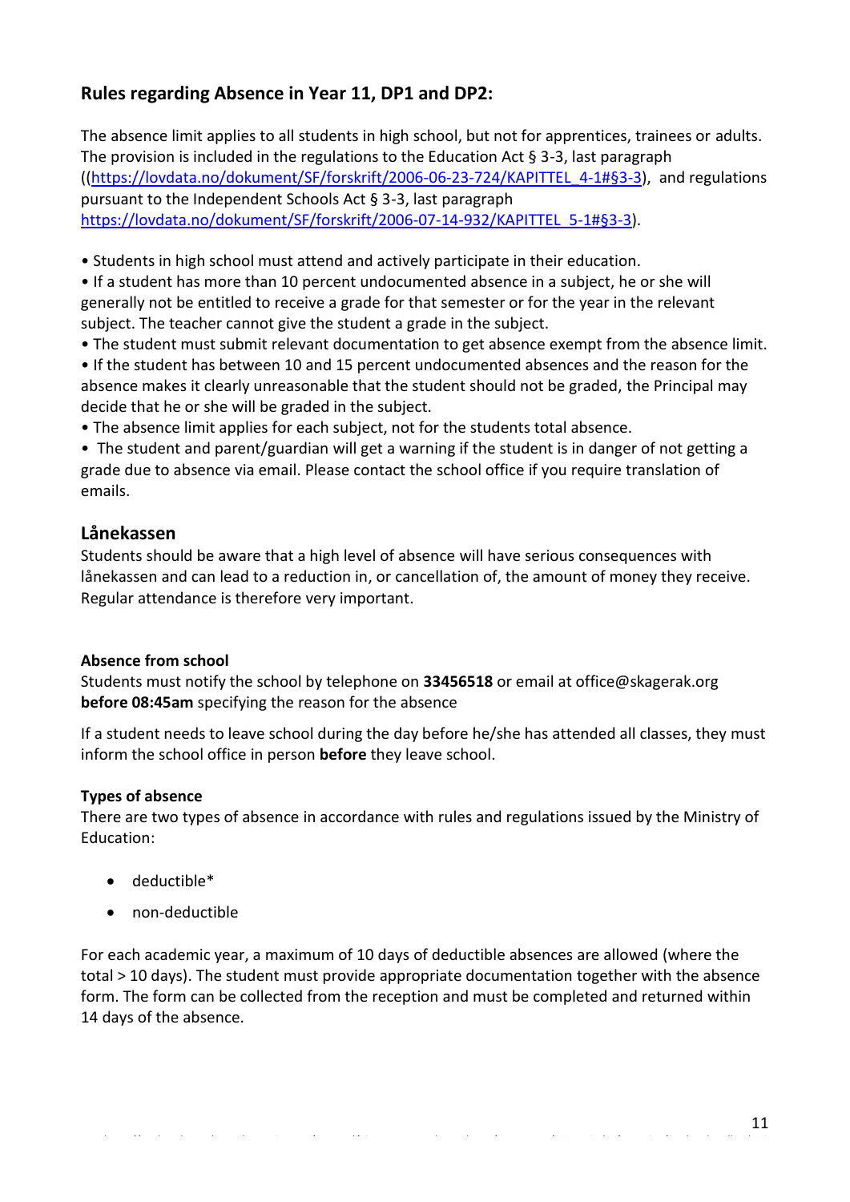## Rules regarding Absence in Year 11, DP1 and DP2:

The absence limit applies to all students in high school, but not for apprentices, trainees or adults. The provision is included in the regulations to the Education Act § 3-3, last paragraph ((https://lovdata.no/dokument/SF/forskrift/2006-06-23-724/KAPITTEL_4-1#§3-3), and regulations pursuant to the Independent Schools Act § 3-3, last paragraph https://lovdata.no/dokument/SF/forskrift/2006-07-14-932/KAPITTEL_5-1#§3-3).

- Students in high school must attend and actively participate in their education.
- If a student has more than 10 percent undocumented absence in a subject, he or she will generally not be entitled to receive a grade for that semester or for the year in the relevant subject. The teacher cannot give the student a grade in the subject.
- The student must submit relevant documentation to get absence exempt from the absence limit.
- If the student has between 10 and 15 percent undocumented absences and the reason for the absence makes it clearly unreasonable that the student should not be graded, the Principal may decide that he or she will be graded in the subject.
- The absence limit applies for each subject, not for the students total absence.
- The student and parent/guardian will get a warning if the student is in danger of not getting a grade due to absence via email. Please contact the school office if you require translation of emails.

## Lånekassen

Students should be aware that a high level of absence will have serious consequences with lånekassen and can lead to a reduction in, or cancellation of, the amount of money they receive. Regular attendance is therefore very important.

#### Absence from school

Students must notify the school by telephone on **33456518** or email at office@skagerak.org **before 08:45am** specifying the reason for the absence

If a student needs to leave school during the day before he/she has attended all classes, they must inform the school office in person **before** they leave school.

#### Types of absence

There are two types of absence in accordance with rules and regulations issued by the Ministry of Education:

- deductible*
- non-deductible

For each academic year, a maximum of 10 days of deductible absences are allowed (where the total > 10 days). The student must provide appropriate documentation together with the absence form. The form can be collected from the reception and must be completed and returned within 14 days of the absence.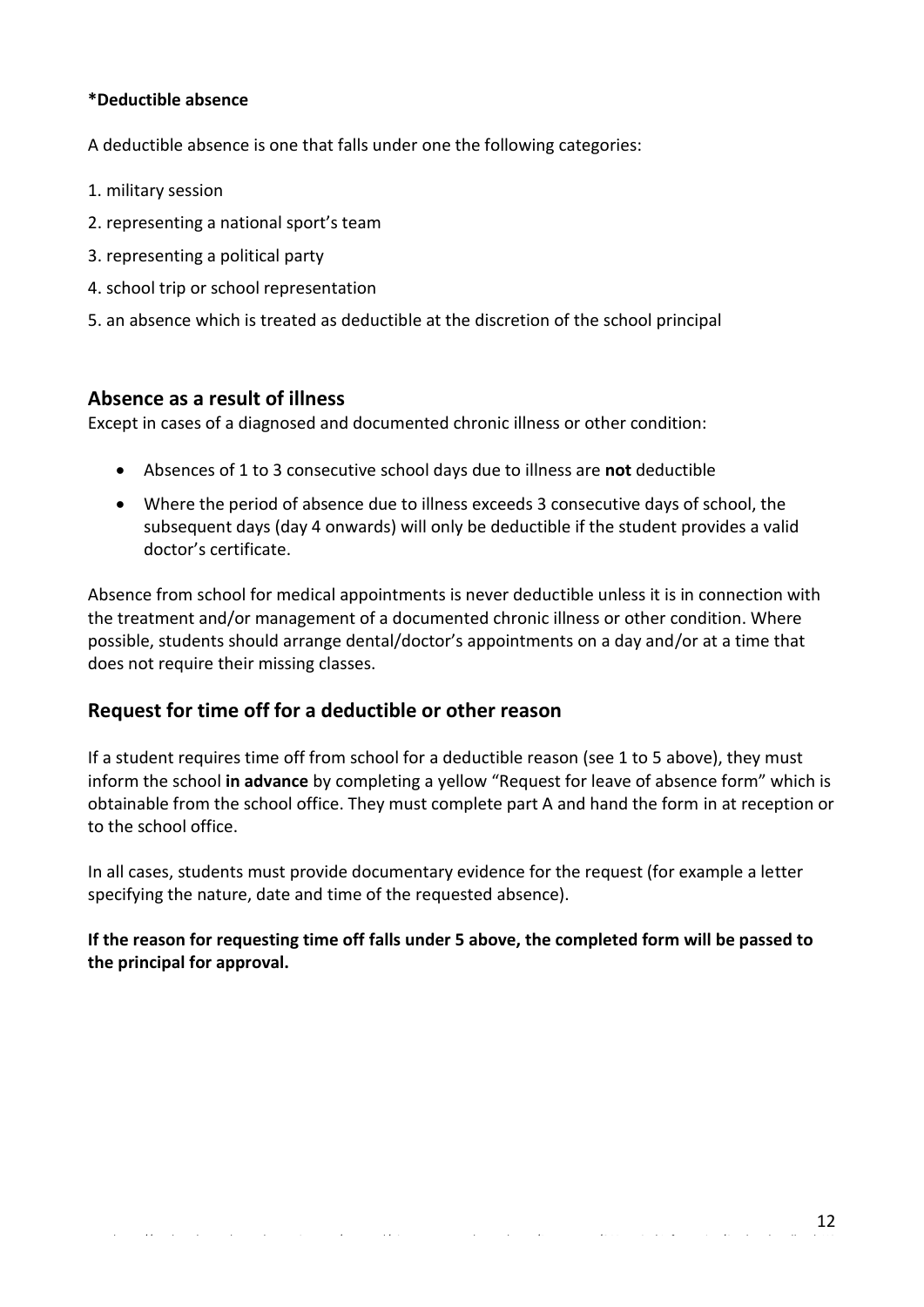**\*Deductible absence**

A deductible absence is one that falls under one the following categories:

1. military session
2. representing a national sport's team
3. representing a political party
4. school trip or school representation
5. an absence which is treated as deductible at the discretion of the school principal

## Absence as a result of illness

Except in cases of a diagnosed and documented chronic illness or other condition:

- Absences of 1 to 3 consecutive school days due to illness are **not** deductible
- Where the period of absence due to illness exceeds 3 consecutive days of school, the subsequent days (day 4 onwards) will only be deductible if the student provides a valid doctor's certificate.

Absence from school for medical appointments is never deductible unless it is in connection with the treatment and/or management of a documented chronic illness or other condition. Where possible, students should arrange dental/doctor's appointments on a day and/or at a time that does not require their missing classes.

## Request for time off for a deductible or other reason

If a student requires time off from school for a deductible reason (see 1 to 5 above), they must inform the school **in advance** by completing a yellow "Request for leave of absence form" which is obtainable from the school office. They must complete part A and hand the form in at reception or to the school office.

In all cases, students must provide documentary evidence for the request (for example a letter specifying the nature, date and time of the requested absence).

**If the reason for requesting time off falls under 5 above, the completed form will be passed to the principal for approval.**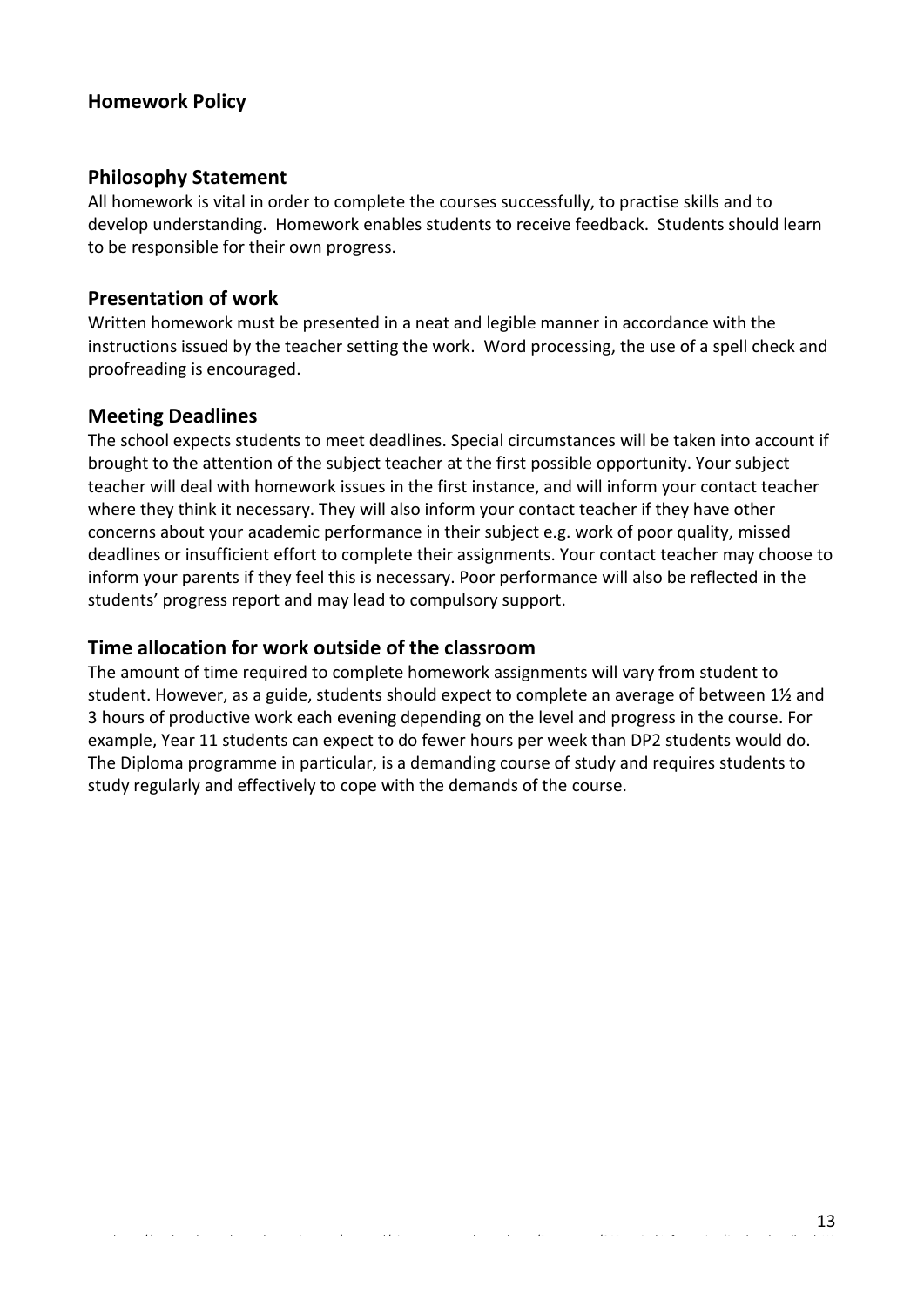## Homework Policy

### Philosophy Statement

All homework is vital in order to complete the courses successfully, to practise skills and to develop understanding. Homework enables students to receive feedback. Students should learn to be responsible for their own progress.

### Presentation of work

Written homework must be presented in a neat and legible manner in accordance with the instructions issued by the teacher setting the work. Word processing, the use of a spell check and proofreading is encouraged.

### Meeting Deadlines

The school expects students to meet deadlines. Special circumstances will be taken into account if brought to the attention of the subject teacher at the first possible opportunity. Your subject teacher will deal with homework issues in the first instance, and will inform your contact teacher where they think it necessary. They will also inform your contact teacher if they have other concerns about your academic performance in their subject e.g. work of poor quality, missed deadlines or insufficient effort to complete their assignments. Your contact teacher may choose to inform your parents if they feel this is necessary. Poor performance will also be reflected in the students' progress report and may lead to compulsory support.

### Time allocation for work outside of the classroom

The amount of time required to complete homework assignments will vary from student to student. However, as a guide, students should expect to complete an average of between 1½ and 3 hours of productive work each evening depending on the level and progress in the course. For example, Year 11 students can expect to do fewer hours per week than DP2 students would do. The Diploma programme in particular, is a demanding course of study and requires students to study regularly and effectively to cope with the demands of the course.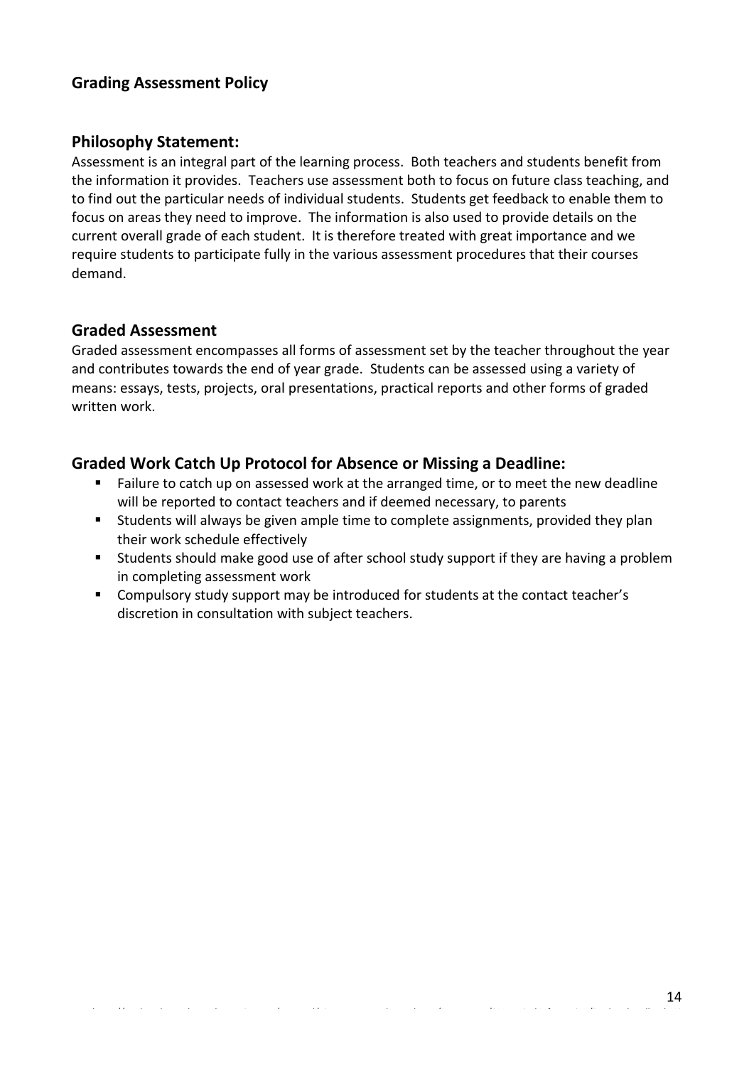## Grading Assessment Policy

### Philosophy Statement:

Assessment is an integral part of the learning process. Both teachers and students benefit from the information it provides. Teachers use assessment both to focus on future class teaching, and to find out the particular needs of individual students. Students get feedback to enable them to focus on areas they need to improve. The information is also used to provide details on the current overall grade of each student. It is therefore treated with great importance and we require students to participate fully in the various assessment procedures that their courses demand.

### Graded Assessment

Graded assessment encompasses all forms of assessment set by the teacher throughout the year and contributes towards the end of year grade. Students can be assessed using a variety of means: essays, tests, projects, oral presentations, practical reports and other forms of graded written work.

### Graded Work Catch Up Protocol for Absence or Missing a Deadline:

- Failure to catch up on assessed work at the arranged time, or to meet the new deadline will be reported to contact teachers and if deemed necessary, to parents
- Students will always be given ample time to complete assignments, provided they plan their work schedule effectively
- Students should make good use of after school study support if they are having a problem in completing assessment work
- Compulsory study support may be introduced for students at the contact teacher's discretion in consultation with subject teachers.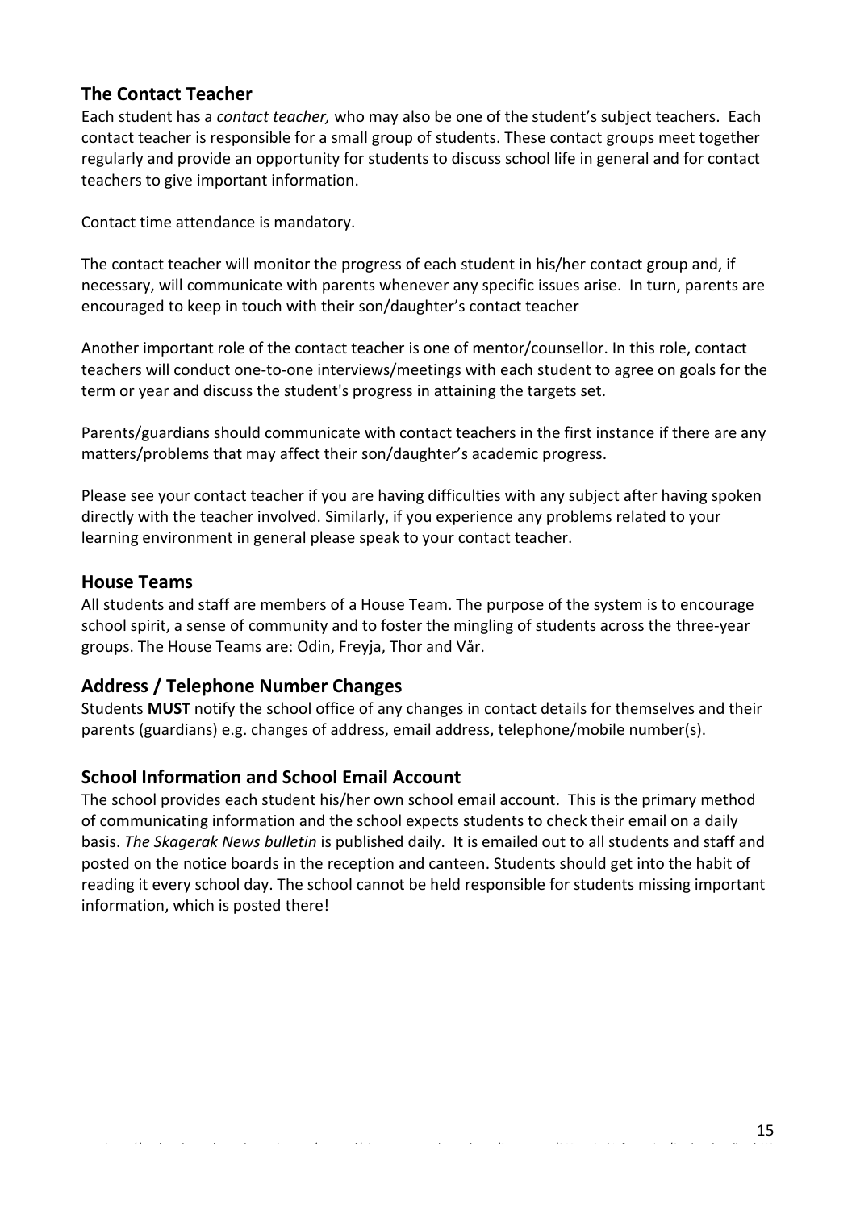## The Contact Teacher

Each student has a *contact teacher,* who may also be one of the student's subject teachers. Each contact teacher is responsible for a small group of students. These contact groups meet together regularly and provide an opportunity for students to discuss school life in general and for contact teachers to give important information.

Contact time attendance is mandatory.

The contact teacher will monitor the progress of each student in his/her contact group and, if necessary, will communicate with parents whenever any specific issues arise. In turn, parents are encouraged to keep in touch with their son/daughter's contact teacher

Another important role of the contact teacher is one of mentor/counsellor. In this role, contact teachers will conduct one-to-one interviews/meetings with each student to agree on goals for the term or year and discuss the student's progress in attaining the targets set.

Parents/guardians should communicate with contact teachers in the first instance if there are any matters/problems that may affect their son/daughter's academic progress.

Please see your contact teacher if you are having difficulties with any subject after having spoken directly with the teacher involved. Similarly, if you experience any problems related to your learning environment in general please speak to your contact teacher.

## House Teams

All students and staff are members of a House Team. The purpose of the system is to encourage school spirit, a sense of community and to foster the mingling of students across the three-year groups. The House Teams are: Odin, Freyja, Thor and Vår.

## Address / Telephone Number Changes

Students **MUST** notify the school office of any changes in contact details for themselves and their parents (guardians) e.g. changes of address, email address, telephone/mobile number(s).

## School Information and School Email Account

The school provides each student his/her own school email account. This is the primary method of communicating information and the school expects students to check their email on a daily basis. *The Skagerak News bulletin* is published daily. It is emailed out to all students and staff and posted on the notice boards in the reception and canteen. Students should get into the habit of reading it every school day. The school cannot be held responsible for students missing important information, which is posted there!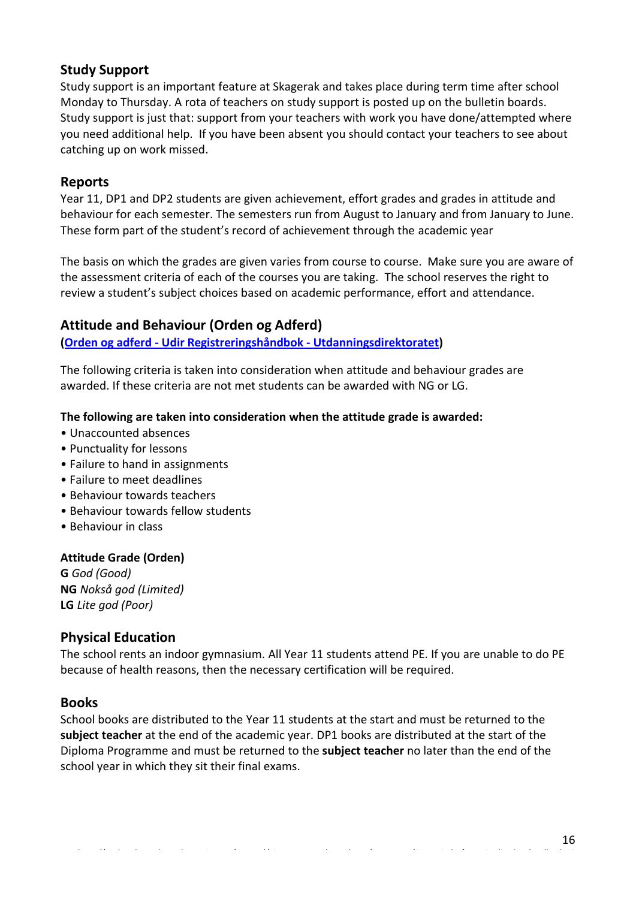## Study Support

Study support is an important feature at Skagerak and takes place during term time after school Monday to Thursday. A rota of teachers on study support is posted up on the bulletin boards. Study support is just that: support from your teachers with work you have done/attempted where you need additional help. If you have been absent you should contact your teachers to see about catching up on work missed.

## Reports

Year 11, DP1 and DP2 students are given achievement, effort grades and grades in attitude and behaviour for each semester. The semesters run from August to January and from January to June. These form part of the student's record of achievement through the academic year

The basis on which the grades are given varies from course to course. Make sure you are aware of the assessment criteria of each of the courses you are taking. The school reserves the right to review a student's subject choices based on academic performance, effort and attendance.

## Attitude and Behaviour (Orden og Adferd)

**(Orden og adferd - Udir Registreringshåndbok - Utdanningsdirektoratet)**

The following criteria is taken into consideration when attitude and behaviour grades are awarded. If these criteria are not met students can be awarded with NG or LG.

**The following are taken into consideration when the attitude grade is awarded:**

- Unaccounted absences
- Punctuality for lessons
- Failure to hand in assignments
- Failure to meet deadlines
- Behaviour towards teachers
- Behaviour towards fellow students
- Behaviour in class

**Attitude Grade (Orden)**

**G** *God (Good)*
**NG** *Nokså god (Limited)*
**LG** *Lite god (Poor)*

## Physical Education

The school rents an indoor gymnasium. All Year 11 students attend PE. If you are unable to do PE because of health reasons, then the necessary certification will be required.

## Books

School books are distributed to the Year 11 students at the start and must be returned to the **subject teacher** at the end of the academic year. DP1 books are distributed at the start of the Diploma Programme and must be returned to the **subject teacher** no later than the end of the school year in which they sit their final exams.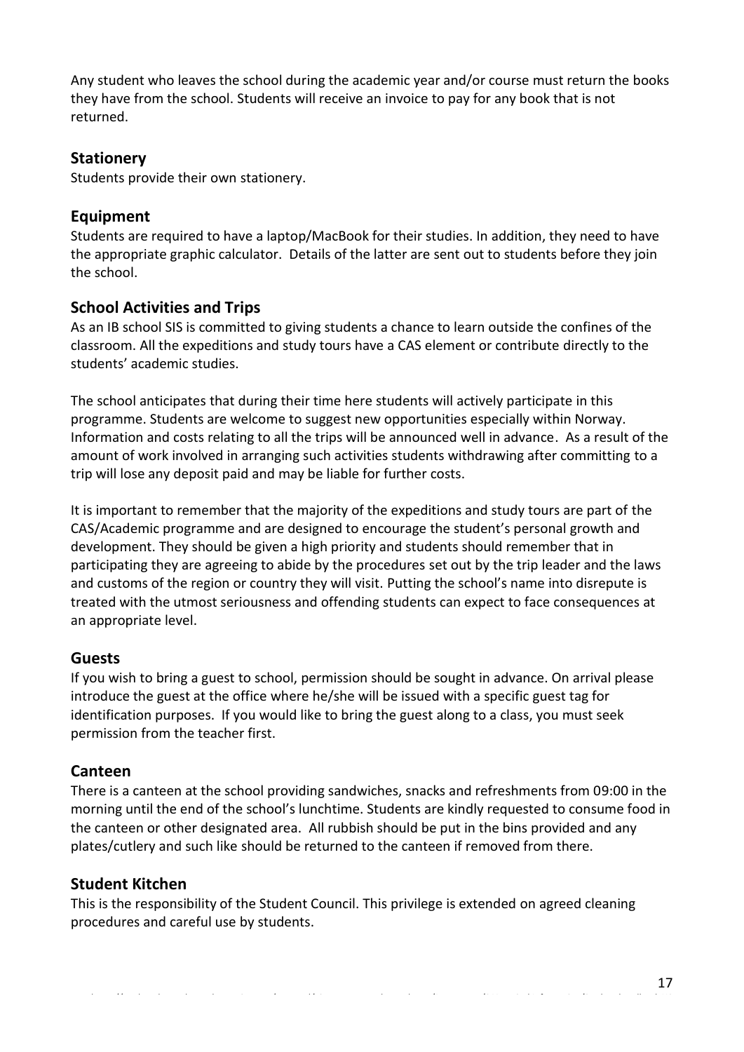Any student who leaves the school during the academic year and/or course must return the books they have from the school. Students will receive an invoice to pay for any book that is not returned.

## Stationery

Students provide their own stationery.

## Equipment

Students are required to have a laptop/MacBook for their studies. In addition, they need to have the appropriate graphic calculator. Details of the latter are sent out to students before they join the school.

## School Activities and Trips

As an IB school SIS is committed to giving students a chance to learn outside the confines of the classroom. All the expeditions and study tours have a CAS element or contribute directly to the students' academic studies.

The school anticipates that during their time here students will actively participate in this programme. Students are welcome to suggest new opportunities especially within Norway. Information and costs relating to all the trips will be announced well in advance. As a result of the amount of work involved in arranging such activities students withdrawing after committing to a trip will lose any deposit paid and may be liable for further costs.

It is important to remember that the majority of the expeditions and study tours are part of the CAS/Academic programme and are designed to encourage the student's personal growth and development. They should be given a high priority and students should remember that in participating they are agreeing to abide by the procedures set out by the trip leader and the laws and customs of the region or country they will visit. Putting the school's name into disrepute is treated with the utmost seriousness and offending students can expect to face consequences at an appropriate level.

## Guests

If you wish to bring a guest to school, permission should be sought in advance. On arrival please introduce the guest at the office where he/she will be issued with a specific guest tag for identification purposes. If you would like to bring the guest along to a class, you must seek permission from the teacher first.

## Canteen

There is a canteen at the school providing sandwiches, snacks and refreshments from 09:00 in the morning until the end of the school's lunchtime. Students are kindly requested to consume food in the canteen or other designated area. All rubbish should be put in the bins provided and any plates/cutlery and such like should be returned to the canteen if removed from there.

## Student Kitchen

This is the responsibility of the Student Council. This privilege is extended on agreed cleaning procedures and careful use by students.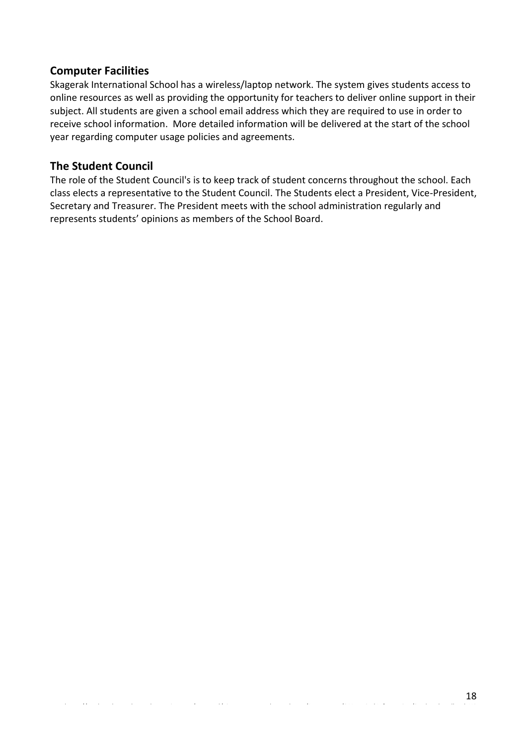## Computer Facilities

Skagerak International School has a wireless/laptop network. The system gives students access to online resources as well as providing the opportunity for teachers to deliver online support in their subject. All students are given a school email address which they are required to use in order to receive school information. More detailed information will be delivered at the start of the school year regarding computer usage policies and agreements.

## The Student Council

The role of the Student Council's is to keep track of student concerns throughout the school. Each class elects a representative to the Student Council. The Students elect a President, Vice-President, Secretary and Treasurer. The President meets with the school administration regularly and represents students' opinions as members of the School Board.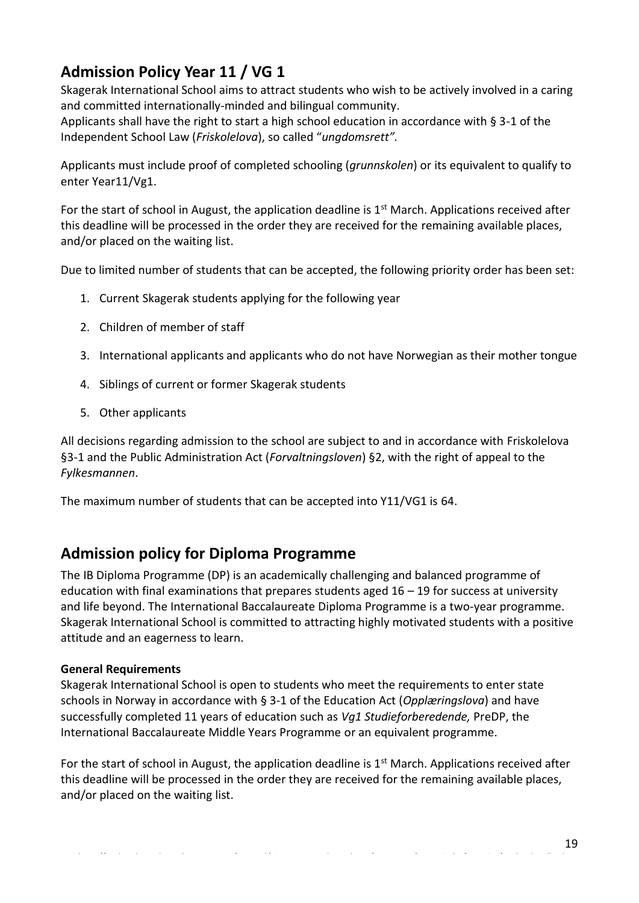## Admission Policy Year 11 / VG 1

Skagerak International School aims to attract students who wish to be actively involved in a caring and committed internationally-minded and bilingual community.
Applicants shall have the right to start a high school education in accordance with § 3-1 of the Independent School Law (*Friskolelova*), so called "*ungdomsrett".*

Applicants must include proof of completed schooling (*grunnskolen*) or its equivalent to qualify to enter Year11/Vg1.

For the start of school in August, the application deadline is 1st March. Applications received after this deadline will be processed in the order they are received for the remaining available places, and/or placed on the waiting list.

Due to limited number of students that can be accepted, the following priority order has been set:

1. Current Skagerak students applying for the following year
2. Children of member of staff
3. International applicants and applicants who do not have Norwegian as their mother tongue
4. Siblings of current or former Skagerak students
5. Other applicants

All decisions regarding admission to the school are subject to and in accordance with Friskolelova §3-1 and the Public Administration Act (*Forvaltningsloven*) §2, with the right of appeal to the *Fylkesmannen*.

The maximum number of students that can be accepted into Y11/VG1 is 64.

## Admission policy for Diploma Programme

The IB Diploma Programme (DP) is an academically challenging and balanced programme of education with final examinations that prepares students aged 16 – 19 for success at university and life beyond. The International Baccalaureate Diploma Programme is a two-year programme. Skagerak International School is committed to attracting highly motivated students with a positive attitude and an eagerness to learn.

**General Requirements**

Skagerak International School is open to students who meet the requirements to enter state schools in Norway in accordance with § 3-1 of the Education Act (*Opplæringslova*) and have successfully completed 11 years of education such as *Vg1 Studieforberedende,* PreDP, the International Baccalaureate Middle Years Programme or an equivalent programme.

For the start of school in August, the application deadline is 1st March. Applications received after this deadline will be processed in the order they are received for the remaining available places, and/or placed on the waiting list.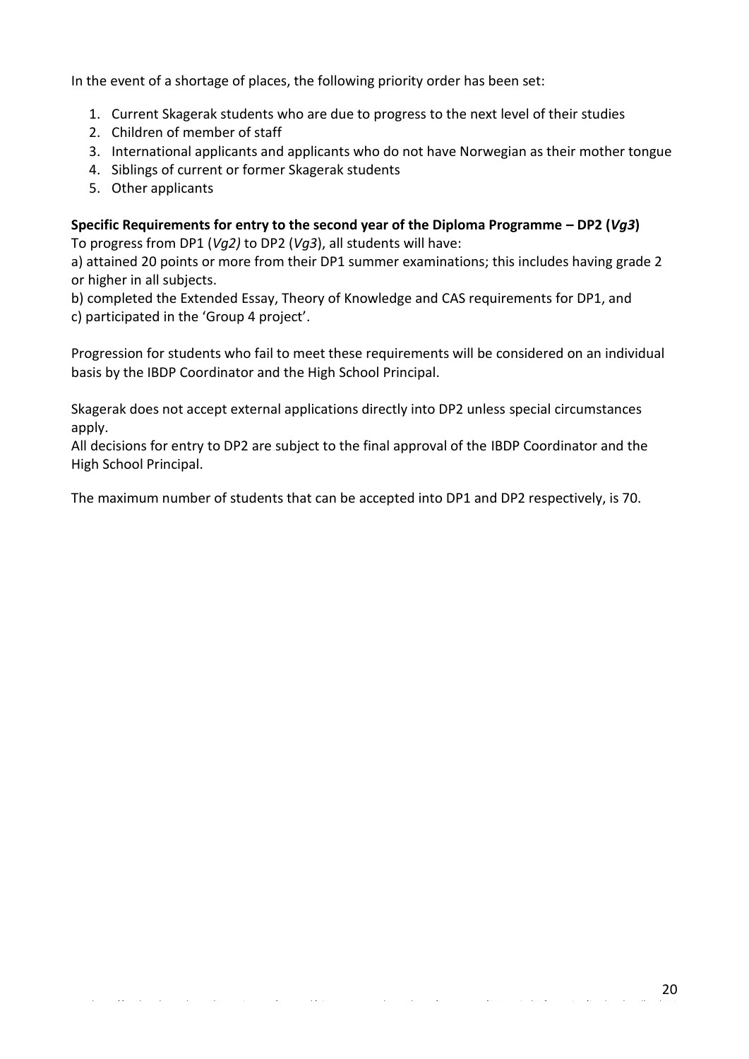In the event of a shortage of places, the following priority order has been set:

1. Current Skagerak students who are due to progress to the next level of their studies
2. Children of member of staff
3. International applicants and applicants who do not have Norwegian as their mother tongue
4. Siblings of current or former Skagerak students
5. Other applicants

**Specific Requirements for entry to the second year of the Diploma Programme – DP2 (*Vg3*)**

To progress from DP1 (*Vg2)* to DP2 (*Vg3*), all students will have:

a) attained 20 points or more from their DP1 summer examinations; this includes having grade 2 or higher in all subjects.

b) completed the Extended Essay, Theory of Knowledge and CAS requirements for DP1, and

c) participated in the 'Group 4 project'.

Progression for students who fail to meet these requirements will be considered on an individual basis by the IBDP Coordinator and the High School Principal.

Skagerak does not accept external applications directly into DP2 unless special circumstances apply.

All decisions for entry to DP2 are subject to the final approval of the IBDP Coordinator and the High School Principal.

The maximum number of students that can be accepted into DP1 and DP2 respectively, is 70.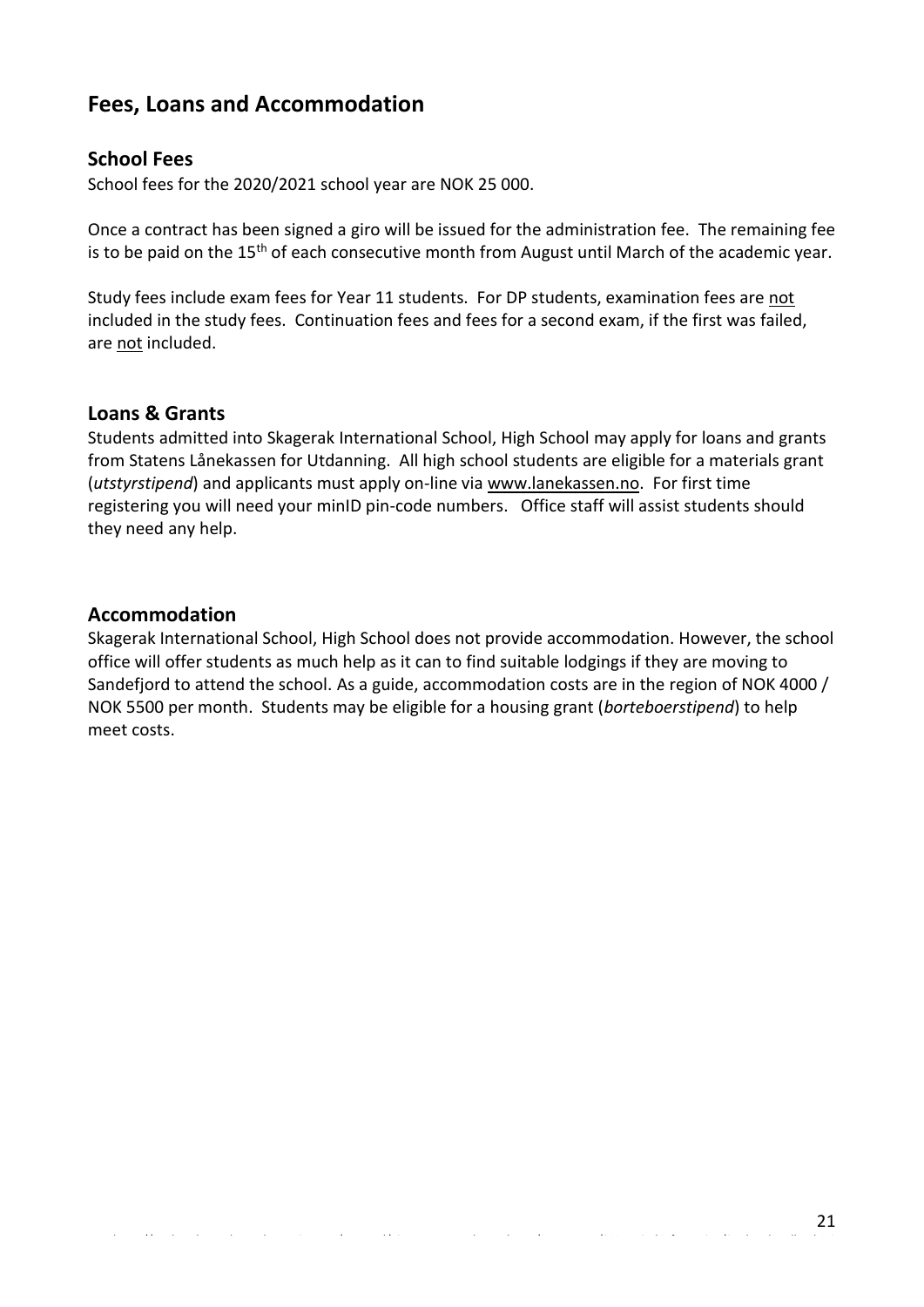## Fees, Loans and Accommodation

### School Fees

School fees for the 2020/2021 school year are NOK 25 000.

Once a contract has been signed a giro will be issued for the administration fee. The remaining fee is to be paid on the 15th of each consecutive month from August until March of the academic year.

Study fees include exam fees for Year 11 students. For DP students, examination fees are not included in the study fees. Continuation fees and fees for a second exam, if the first was failed, are not included.

### Loans & Grants

Students admitted into Skagerak International School, High School may apply for loans and grants from Statens Lånekassen for Utdanning. All high school students are eligible for a materials grant (*utstyrstipend*) and applicants must apply on-line via www.lanekassen.no. For first time registering you will need your minID pin-code numbers. Office staff will assist students should they need any help.

### Accommodation

Skagerak International School, High School does not provide accommodation. However, the school office will offer students as much help as it can to find suitable lodgings if they are moving to Sandefjord to attend the school. As a guide, accommodation costs are in the region of NOK 4000 / NOK 5500 per month. Students may be eligible for a housing grant (*borteboerstipend*) to help meet costs.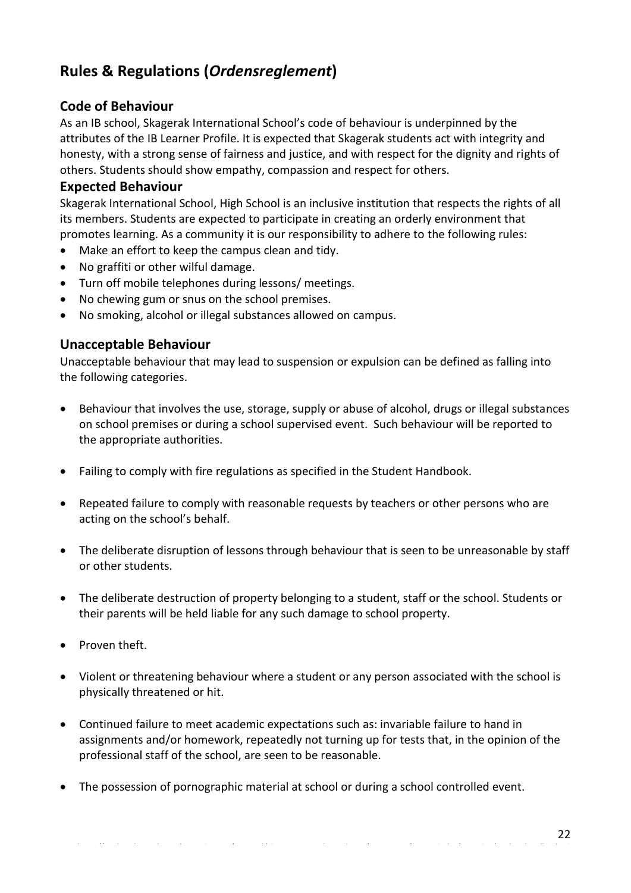## Rules & Regulations (*Ordensreglement*)

### Code of Behaviour

As an IB school, Skagerak International School's code of behaviour is underpinned by the attributes of the IB Learner Profile. It is expected that Skagerak students act with integrity and honesty, with a strong sense of fairness and justice, and with respect for the dignity and rights of others. Students should show empathy, compassion and respect for others.

### Expected Behaviour

Skagerak International School, High School is an inclusive institution that respects the rights of all its members. Students are expected to participate in creating an orderly environment that promotes learning. As a community it is our responsibility to adhere to the following rules:

- Make an effort to keep the campus clean and tidy.
- No graffiti or other wilful damage.
- Turn off mobile telephones during lessons/ meetings.
- No chewing gum or snus on the school premises.
- No smoking, alcohol or illegal substances allowed on campus.

### Unacceptable Behaviour

Unacceptable behaviour that may lead to suspension or expulsion can be defined as falling into the following categories.

- Behaviour that involves the use, storage, supply or abuse of alcohol, drugs or illegal substances on school premises or during a school supervised event. Such behaviour will be reported to the appropriate authorities.

- Failing to comply with fire regulations as specified in the Student Handbook.

- Repeated failure to comply with reasonable requests by teachers or other persons who are acting on the school's behalf.

- The deliberate disruption of lessons through behaviour that is seen to be unreasonable by staff or other students.

- The deliberate destruction of property belonging to a student, staff or the school. Students or their parents will be held liable for any such damage to school property.

- Proven theft.

- Violent or threatening behaviour where a student or any person associated with the school is physically threatened or hit.

- Continued failure to meet academic expectations such as: invariable failure to hand in assignments and/or homework, repeatedly not turning up for tests that, in the opinion of the professional staff of the school, are seen to be reasonable.

- The possession of pornographic material at school or during a school controlled event.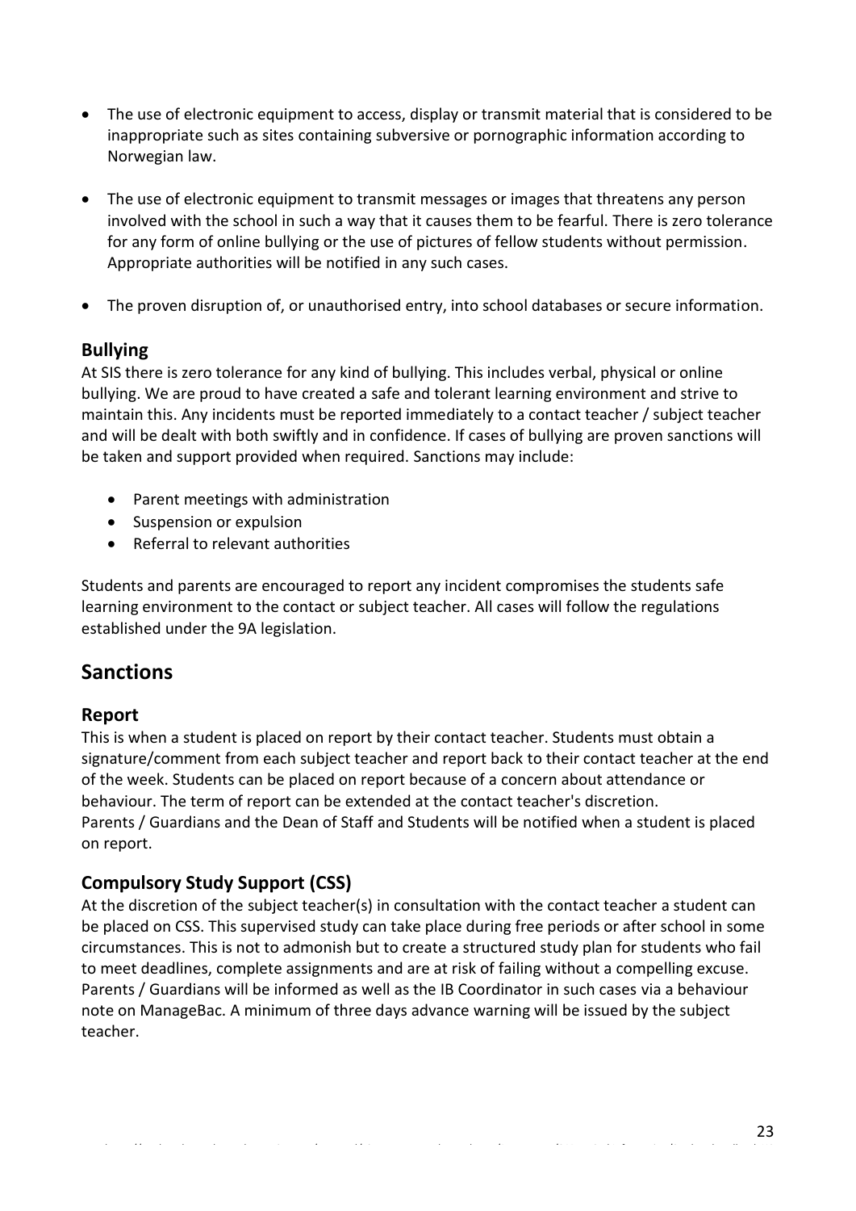- The use of electronic equipment to access, display or transmit material that is considered to be inappropriate such as sites containing subversive or pornographic information according to Norwegian law.

- The use of electronic equipment to transmit messages or images that threatens any person involved with the school in such a way that it causes them to be fearful. There is zero tolerance for any form of online bullying or the use of pictures of fellow students without permission. Appropriate authorities will be notified in any such cases.

- The proven disruption of, or unauthorised entry, into school databases or secure information.

### Bullying

At SIS there is zero tolerance for any kind of bullying. This includes verbal, physical or online bullying. We are proud to have created a safe and tolerant learning environment and strive to maintain this. Any incidents must be reported immediately to a contact teacher / subject teacher and will be dealt with both swiftly and in confidence. If cases of bullying are proven sanctions will be taken and support provided when required. Sanctions may include:

- Parent meetings with administration
- Suspension or expulsion
- Referral to relevant authorities

Students and parents are encouraged to report any incident compromises the students safe learning environment to the contact or subject teacher. All cases will follow the regulations established under the 9A legislation.

## Sanctions

### Report

This is when a student is placed on report by their contact teacher. Students must obtain a signature/comment from each subject teacher and report back to their contact teacher at the end of the week. Students can be placed on report because of a concern about attendance or behaviour. The term of report can be extended at the contact teacher's discretion.
Parents / Guardians and the Dean of Staff and Students will be notified when a student is placed on report.

### Compulsory Study Support (CSS)

At the discretion of the subject teacher(s) in consultation with the contact teacher a student can be placed on CSS. This supervised study can take place during free periods or after school in some circumstances. This is not to admonish but to create a structured study plan for students who fail to meet deadlines, complete assignments and are at risk of failing without a compelling excuse. Parents / Guardians will be informed as well as the IB Coordinator in such cases via a behaviour note on ManageBac. A minimum of three days advance warning will be issued by the subject teacher.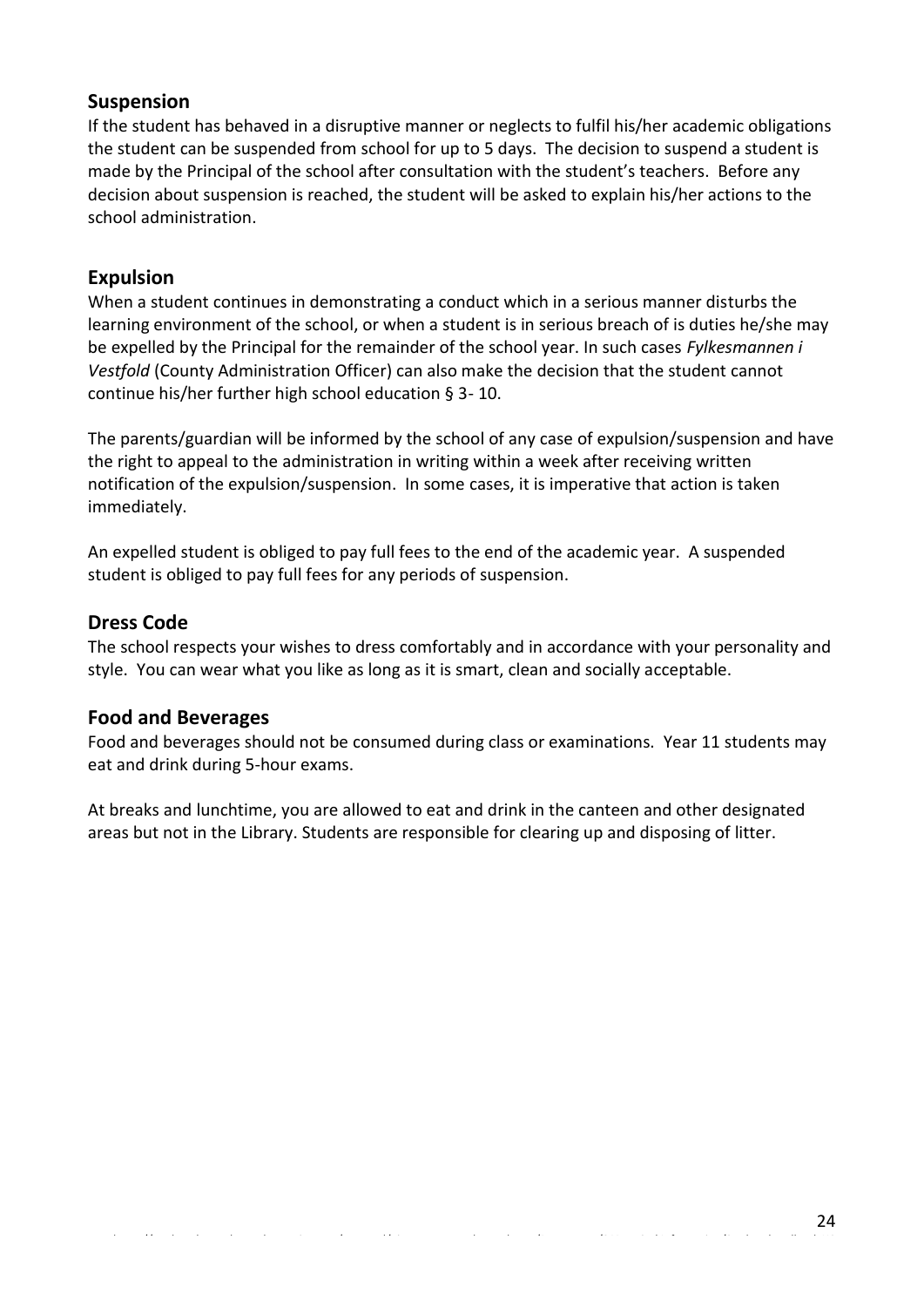## Suspension

If the student has behaved in a disruptive manner or neglects to fulfil his/her academic obligations the student can be suspended from school for up to 5 days. The decision to suspend a student is made by the Principal of the school after consultation with the student's teachers. Before any decision about suspension is reached, the student will be asked to explain his/her actions to the school administration.

## Expulsion

When a student continues in demonstrating a conduct which in a serious manner disturbs the learning environment of the school, or when a student is in serious breach of is duties he/she may be expelled by the Principal for the remainder of the school year. In such cases *Fylkesmannen i Vestfold* (County Administration Officer) can also make the decision that the student cannot continue his/her further high school education § 3- 10.

The parents/guardian will be informed by the school of any case of expulsion/suspension and have the right to appeal to the administration in writing within a week after receiving written notification of the expulsion/suspension. In some cases, it is imperative that action is taken immediately.

An expelled student is obliged to pay full fees to the end of the academic year. A suspended student is obliged to pay full fees for any periods of suspension.

## Dress Code

The school respects your wishes to dress comfortably and in accordance with your personality and style. You can wear what you like as long as it is smart, clean and socially acceptable.

## Food and Beverages

Food and beverages should not be consumed during class or examinations. Year 11 students may eat and drink during 5-hour exams.

At breaks and lunchtime, you are allowed to eat and drink in the canteen and other designated areas but not in the Library. Students are responsible for clearing up and disposing of litter.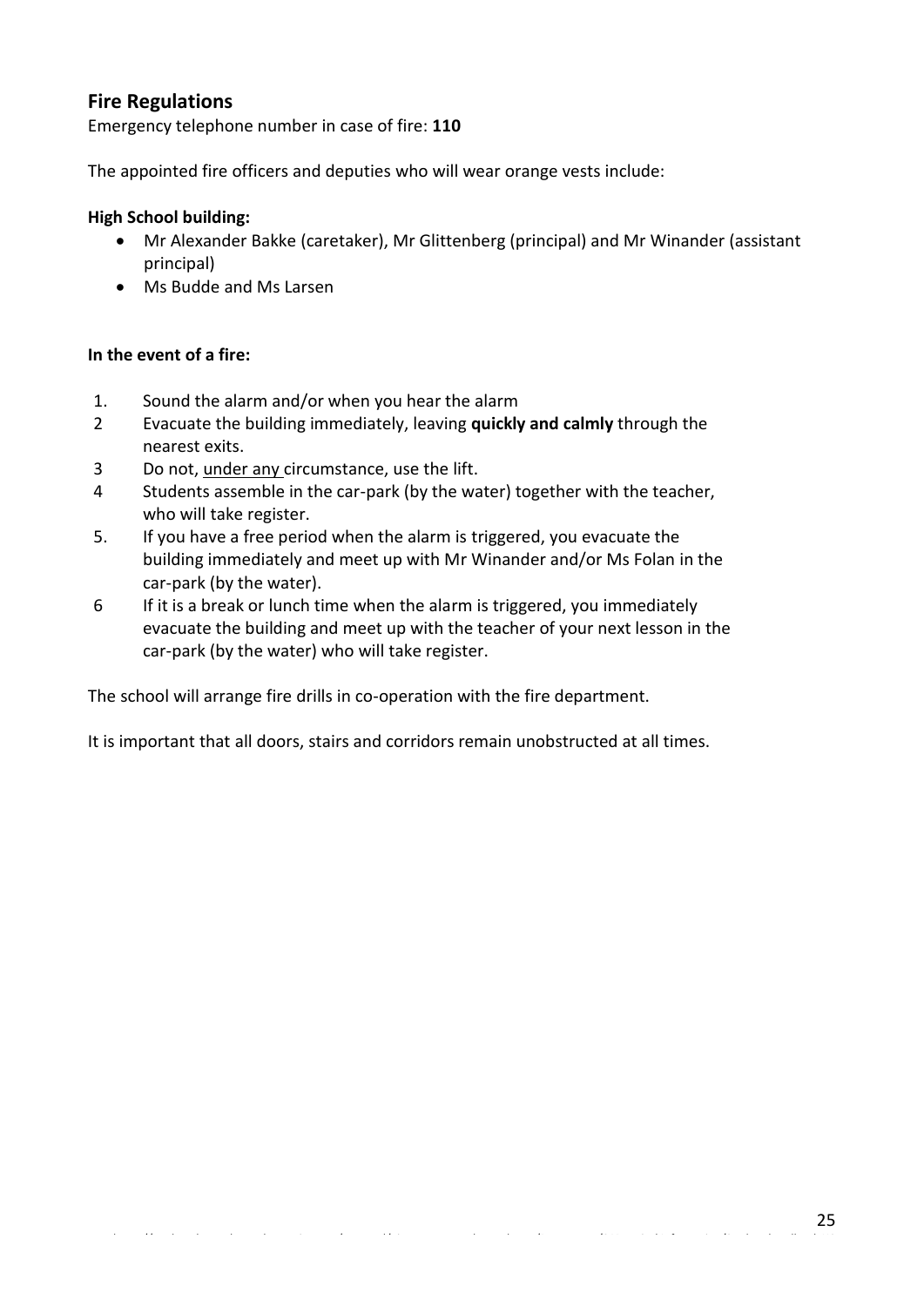## Fire Regulations

Emergency telephone number in case of fire: **110**

The appointed fire officers and deputies who will wear orange vests include:

**High School building:**

- Mr Alexander Bakke (caretaker), Mr Glittenberg (principal) and Mr Winander (assistant principal)
- Ms Budde and Ms Larsen

**In the event of a fire:**

1. Sound the alarm and/or when you hear the alarm
2. Evacuate the building immediately, leaving **quickly and calmly** through the nearest exits.
3. Do not, under any circumstance, use the lift.
4. Students assemble in the car-park (by the water) together with the teacher, who will take register.
5. If you have a free period when the alarm is triggered, you evacuate the building immediately and meet up with Mr Winander and/or Ms Folan in the car-park (by the water).
6. If it is a break or lunch time when the alarm is triggered, you immediately evacuate the building and meet up with the teacher of your next lesson in the car-park (by the water) who will take register.

The school will arrange fire drills in co-operation with the fire department.

It is important that all doors, stairs and corridors remain unobstructed at all times.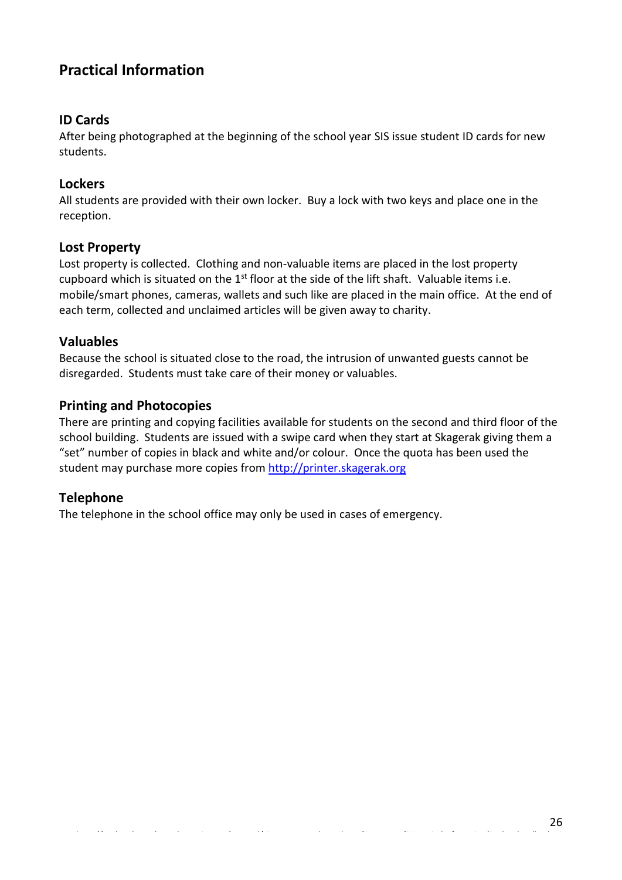## Practical Information

### ID Cards

After being photographed at the beginning of the school year SIS issue student ID cards for new students.

### Lockers

All students are provided with their own locker. Buy a lock with two keys and place one in the reception.

### Lost Property

Lost property is collected. Clothing and non-valuable items are placed in the lost property cupboard which is situated on the 1st floor at the side of the lift shaft. Valuable items i.e. mobile/smart phones, cameras, wallets and such like are placed in the main office. At the end of each term, collected and unclaimed articles will be given away to charity.

### Valuables

Because the school is situated close to the road, the intrusion of unwanted guests cannot be disregarded. Students must take care of their money or valuables.

### Printing and Photocopies

There are printing and copying facilities available for students on the second and third floor of the school building. Students are issued with a swipe card when they start at Skagerak giving them a "set" number of copies in black and white and/or colour. Once the quota has been used the student may purchase more copies from http://printer.skagerak.org

### Telephone

The telephone in the school office may only be used in cases of emergency.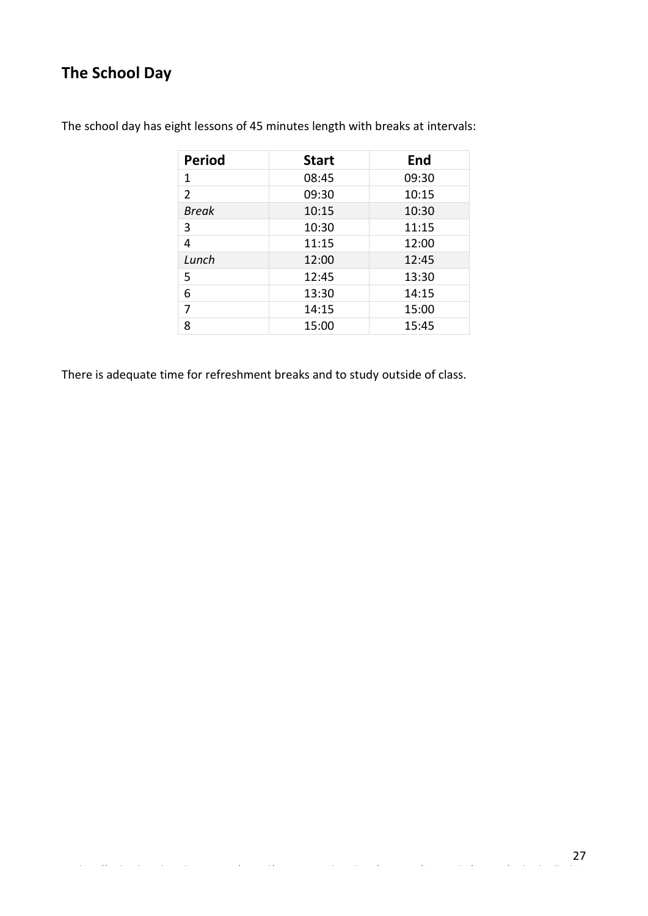## The School Day

The school day has eight lessons of 45 minutes length with breaks at intervals:

| Period | Start | End |
|---|---|---|
| 1 | 08:45 | 09:30 |
| 2 | 09:30 | 10:15 |
| *Break* | 10:15 | 10:30 |
| 3 | 10:30 | 11:15 |
| 4 | 11:15 | 12:00 |
| *Lunch* | 12:00 | 12:45 |
| 5 | 12:45 | 13:30 |
| 6 | 13:30 | 14:15 |
| 7 | 14:15 | 15:00 |
| 8 | 15:00 | 15:45 |

There is adequate time for refreshment breaks and to study outside of class.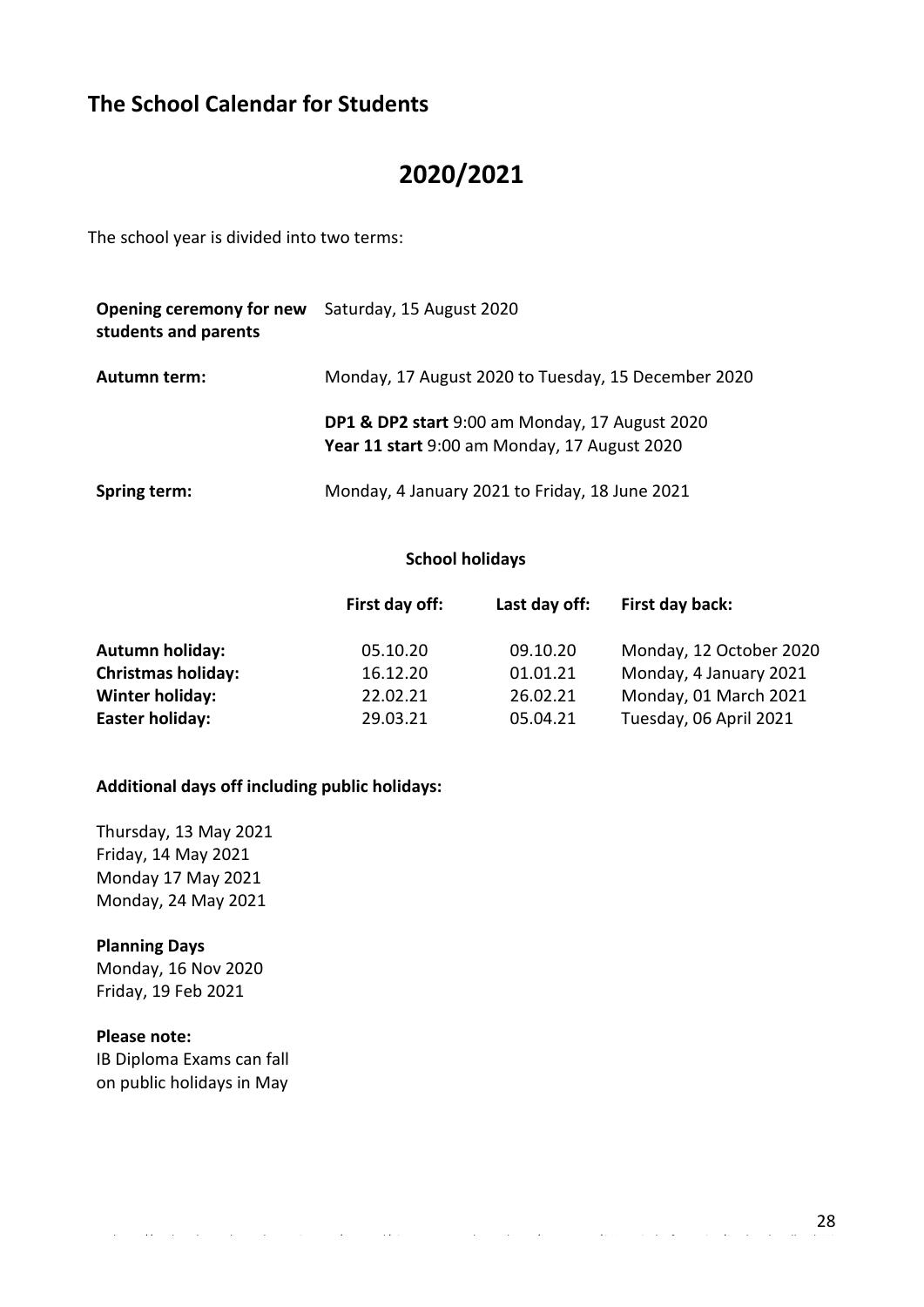## The School Calendar for Students

# 2020/2021

The school year is divided into two terms:

| | |
|---|---|
| **Opening ceremony for new students and parents** | Saturday, 15 August 2020 |
| **Autumn term:** | Monday, 17 August 2020 to Tuesday, 15 December 2020 |
| | **DP1 & DP2 start** 9:00 am Monday, 17 August 2020<br>**Year 11 start** 9:00 am Monday, 17 August 2020 |
| **Spring term:** | Monday, 4 January 2021 to Friday, 18 June 2021 |

**School holidays**

| | First day off: | Last day off: | First day back: |
|---|---|---|---|
| **Autumn holiday:** | 05.10.20 | 09.10.20 | Monday, 12 October 2020 |
| **Christmas holiday:** | 16.12.20 | 01.01.21 | Monday, 4 January 2021 |
| **Winter holiday:** | 22.02.21 | 26.02.21 | Monday, 01 March 2021 |
| **Easter holiday:** | 29.03.21 | 05.04.21 | Tuesday, 06 April 2021 |

**Additional days off including public holidays:**

Thursday, 13 May 2021
Friday, 14 May 2021
Monday 17 May 2021
Monday, 24 May 2021

**Planning Days**
Monday, 16 Nov 2020
Friday, 19 Feb 2021

**Please note:**
IB Diploma Exams can fall on public holidays in May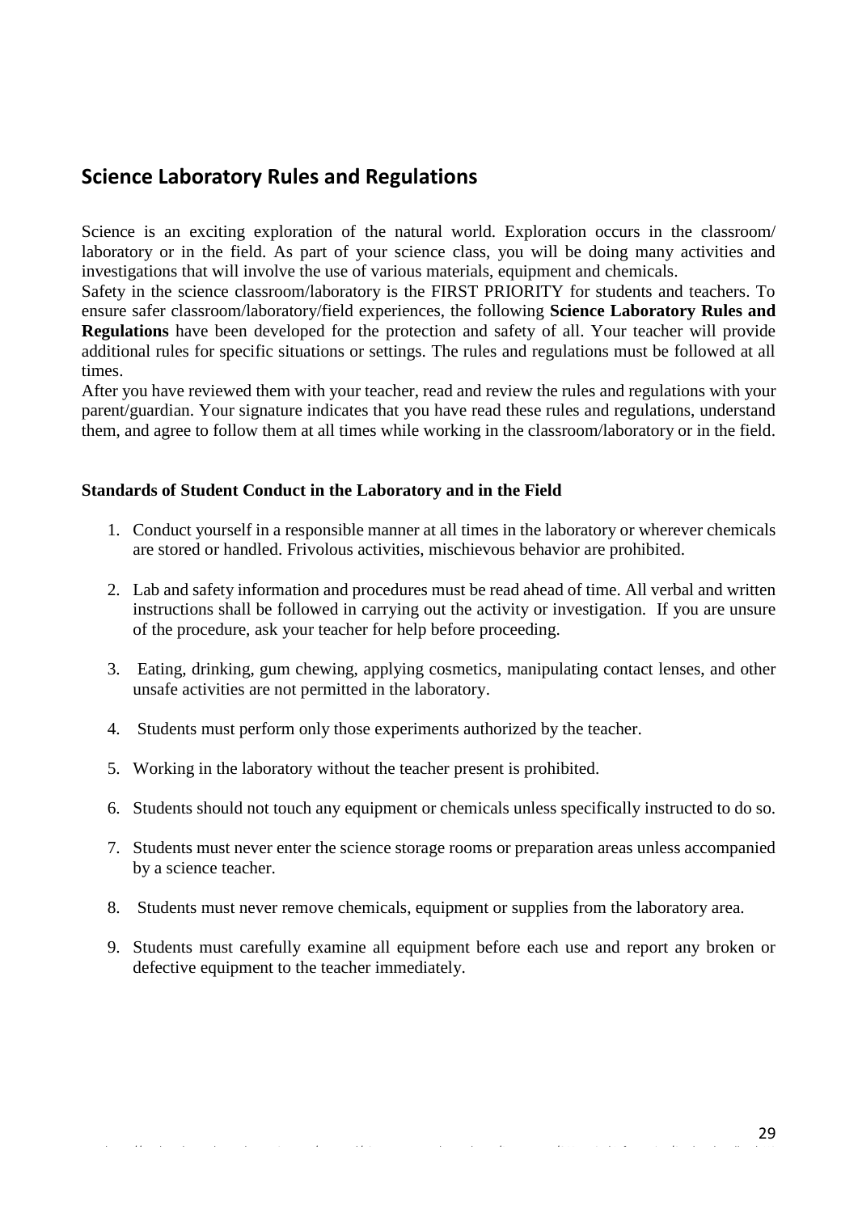## Science Laboratory Rules and Regulations

Science is an exciting exploration of the natural world. Exploration occurs in the classroom/ laboratory or in the field. As part of your science class, you will be doing many activities and investigations that will involve the use of various materials, equipment and chemicals.

Safety in the science classroom/laboratory is the FIRST PRIORITY for students and teachers. To ensure safer classroom/laboratory/field experiences, the following **Science Laboratory Rules and Regulations** have been developed for the protection and safety of all. Your teacher will provide additional rules for specific situations or settings. The rules and regulations must be followed at all times.

After you have reviewed them with your teacher, read and review the rules and regulations with your parent/guardian. Your signature indicates that you have read these rules and regulations, understand them, and agree to follow them at all times while working in the classroom/laboratory or in the field.

**Standards of Student Conduct in the Laboratory and in the Field**

1. Conduct yourself in a responsible manner at all times in the laboratory or wherever chemicals are stored or handled. Frivolous activities, mischievous behavior are prohibited.

2. Lab and safety information and procedures must be read ahead of time. All verbal and written instructions shall be followed in carrying out the activity or investigation. If you are unsure of the procedure, ask your teacher for help before proceeding.

3. Eating, drinking, gum chewing, applying cosmetics, manipulating contact lenses, and other unsafe activities are not permitted in the laboratory.

4. Students must perform only those experiments authorized by the teacher.

5. Working in the laboratory without the teacher present is prohibited.

6. Students should not touch any equipment or chemicals unless specifically instructed to do so.

7. Students must never enter the science storage rooms or preparation areas unless accompanied by a science teacher.

8. Students must never remove chemicals, equipment or supplies from the laboratory area.

9. Students must carefully examine all equipment before each use and report any broken or defective equipment to the teacher immediately.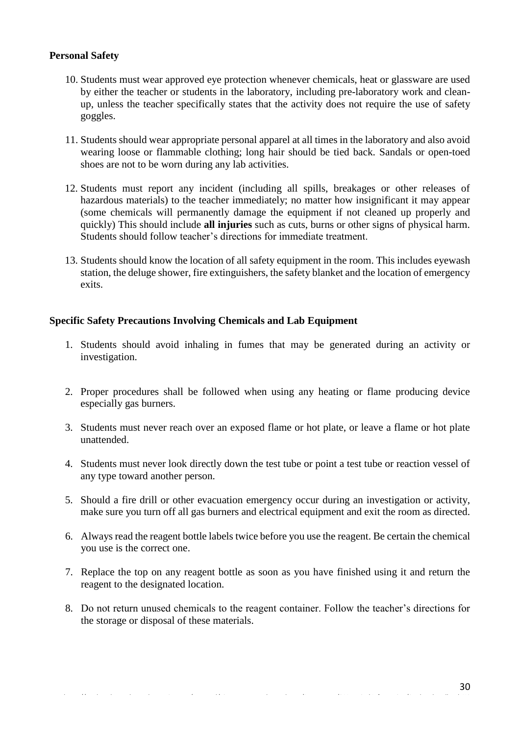**Personal Safety**

10. Students must wear approved eye protection whenever chemicals, heat or glassware are used by either the teacher or students in the laboratory, including pre-laboratory work and clean-up, unless the teacher specifically states that the activity does not require the use of safety goggles.

11. Students should wear appropriate personal apparel at all times in the laboratory and also avoid wearing loose or flammable clothing; long hair should be tied back. Sandals or open-toed shoes are not to be worn during any lab activities.

12. Students must report any incident (including all spills, breakages or other releases of hazardous materials) to the teacher immediately; no matter how insignificant it may appear (some chemicals will permanently damage the equipment if not cleaned up properly and quickly) This should include **all injuries** such as cuts, burns or other signs of physical harm. Students should follow teacher's directions for immediate treatment.

13. Students should know the location of all safety equipment in the room. This includes eyewash station, the deluge shower, fire extinguishers, the safety blanket and the location of emergency exits.

**Specific Safety Precautions Involving Chemicals and Lab Equipment**

1. Students should avoid inhaling in fumes that may be generated during an activity or investigation.

2. Proper procedures shall be followed when using any heating or flame producing device especially gas burners.

3. Students must never reach over an exposed flame or hot plate, or leave a flame or hot plate unattended.

4. Students must never look directly down the test tube or point a test tube or reaction vessel of any type toward another person.

5. Should a fire drill or other evacuation emergency occur during an investigation or activity, make sure you turn off all gas burners and electrical equipment and exit the room as directed.

6. Always read the reagent bottle labels twice before you use the reagent. Be certain the chemical you use is the correct one.

7. Replace the top on any reagent bottle as soon as you have finished using it and return the reagent to the designated location.

8. Do not return unused chemicals to the reagent container. Follow the teacher's directions for the storage or disposal of these materials.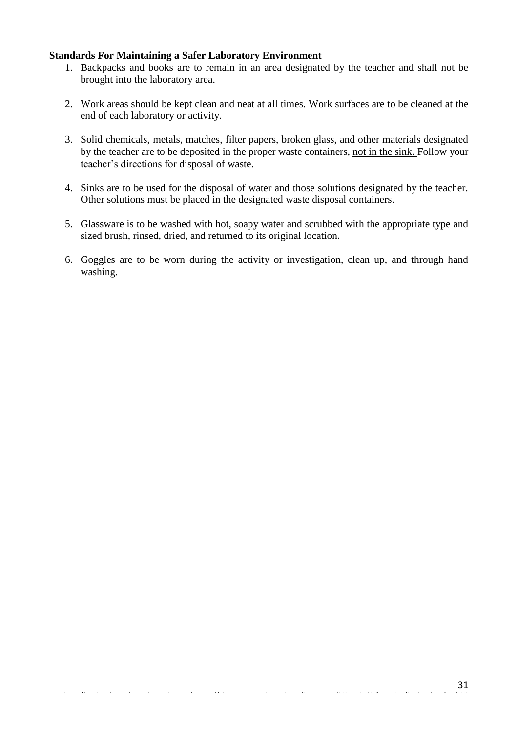**Standards For Maintaining a Safer Laboratory Environment**

1. Backpacks and books are to remain in an area designated by the teacher and shall not be brought into the laboratory area.

2. Work areas should be kept clean and neat at all times. Work surfaces are to be cleaned at the end of each laboratory or activity.

3. Solid chemicals, metals, matches, filter papers, broken glass, and other materials designated by the teacher are to be deposited in the proper waste containers, <u>not in the sink.</u> Follow your teacher's directions for disposal of waste.

4. Sinks are to be used for the disposal of water and those solutions designated by the teacher. Other solutions must be placed in the designated waste disposal containers.

5. Glassware is to be washed with hot, soapy water and scrubbed with the appropriate type and sized brush, rinsed, dried, and returned to its original location.

6. Goggles are to be worn during the activity or investigation, clean up, and through hand washing.